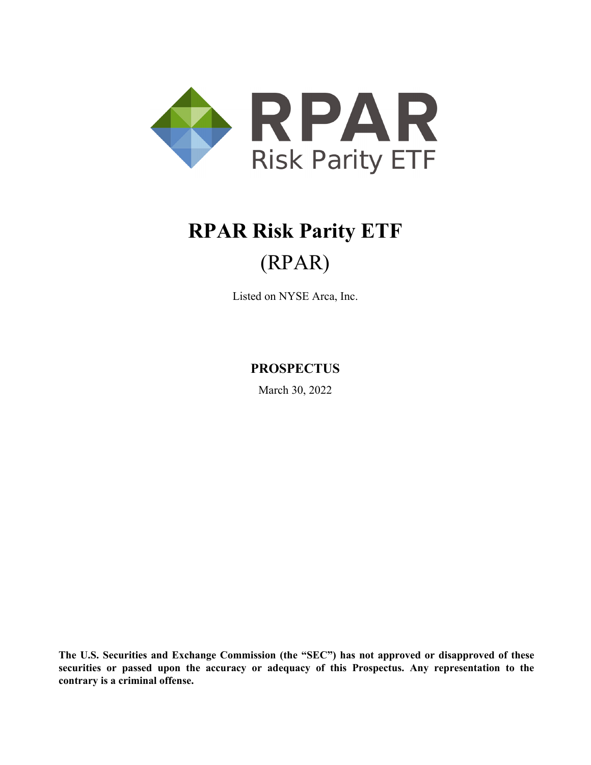RPAR
Risk Parity ETF

# RPAR Risk Parity ETF

## (RPAR)

Listed on NYSE Arca, Inc.

**PROSPECTUS**

March 30, 2022

**The U.S. Securities and Exchange Commission (the "SEC") has not approved or disapproved of these securities or passed upon the accuracy or adequacy of this Prospectus. Any representation to the contrary is a criminal offense.**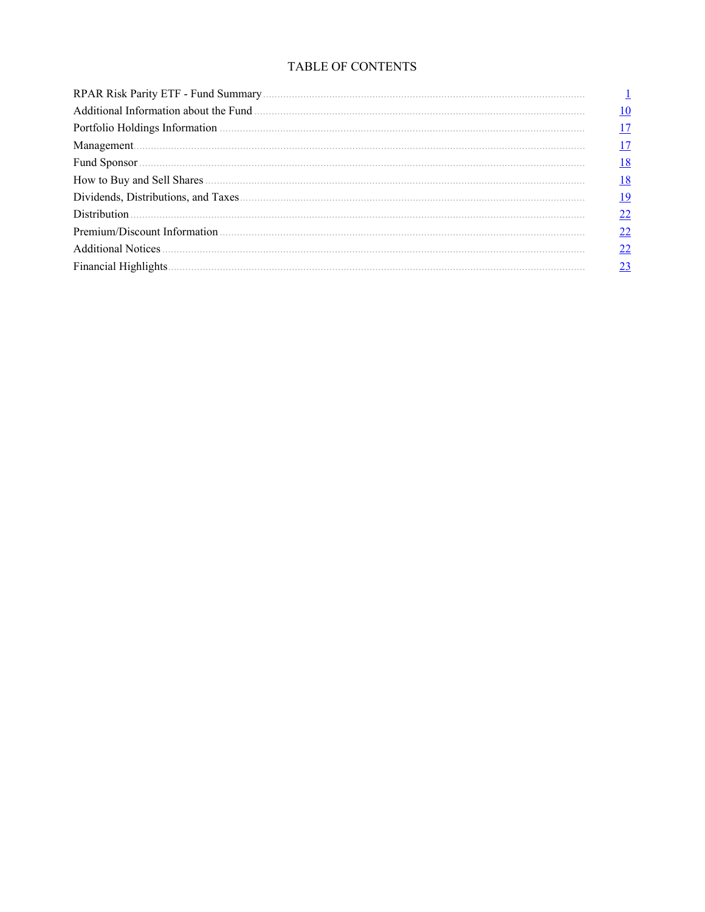# TABLE OF CONTENTS

| | |
|---|---|
| RPAR Risk Parity ETF - Fund Summary | 1 |
| Additional Information about the Fund | 10 |
| Portfolio Holdings Information | 17 |
| Management | 17 |
| Fund Sponsor | 18 |
| How to Buy and Sell Shares | 18 |
| Dividends, Distributions, and Taxes | 19 |
| Distribution | 22 |
| Premium/Discount Information | 22 |
| Additional Notices | 22 |
| Financial Highlights | 23 |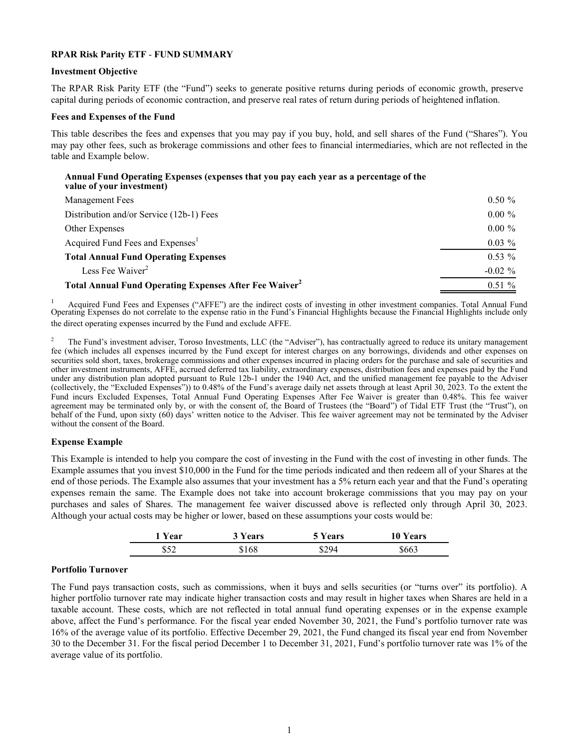**RPAR Risk Parity ETF - FUND SUMMARY**

**Investment Objective**

The RPAR Risk Parity ETF (the "Fund") seeks to generate positive returns during periods of economic growth, preserve capital during periods of economic contraction, and preserve real rates of return during periods of heightened inflation.

**Fees and Expenses of the Fund**

This table describes the fees and expenses that you may pay if you buy, hold, and sell shares of the Fund ("Shares"). You may pay other fees, such as brokerage commissions and other fees to financial intermediaries, which are not reflected in the table and Example below.

| **Annual Fund Operating Expenses (expenses that you pay each year as a percentage of the value of your investment)** | |
|---|---|
| Management Fees | 0.50 % |
| Distribution and/or Service (12b-1) Fees | 0.00 % |
| Other Expenses | 0.00 % |
| Acquired Fund Fees and Expenses[1] | 0.03 % |
| **Total Annual Fund Operating Expenses** | 0.53 % |
| Less Fee Waiver[2] | -0.02 % |
| **Total Annual Fund Operating Expenses After Fee Waiver[2]** | 0.51 % |

[1] Acquired Fund Fees and Expenses ("AFFE") are the indirect costs of investing in other investment companies. Total Annual Fund Operating Expenses do not correlate to the expense ratio in the Fund's Financial Highlights because the Financial Highlights include only the direct operating expenses incurred by the Fund and exclude AFFE.

[2] The Fund's investment adviser, Toroso Investments, LLC (the "Adviser"), has contractually agreed to reduce its unitary management fee (which includes all expenses incurred by the Fund except for interest charges on any borrowings, dividends and other expenses on securities sold short, taxes, brokerage commissions and other expenses incurred in placing orders for the purchase and sale of securities and other investment instruments, AFFE, accrued deferred tax liability, extraordinary expenses, distribution fees and expenses paid by the Fund under any distribution plan adopted pursuant to Rule 12b-1 under the 1940 Act, and the unified management fee payable to the Adviser (collectively, the "Excluded Expenses")) to 0.48% of the Fund's average daily net assets through at least April 30, 2023. To the extent the Fund incurs Excluded Expenses, Total Annual Fund Operating Expenses After Fee Waiver is greater than 0.48%. This fee waiver agreement may be terminated only by, or with the consent of, the Board of Trustees (the "Board") of Tidal ETF Trust (the "Trust"), on behalf of the Fund, upon sixty (60) days' written notice to the Adviser. This fee waiver agreement may not be terminated by the Adviser without the consent of the Board.

**Expense Example**

This Example is intended to help you compare the cost of investing in the Fund with the cost of investing in other funds. The Example assumes that you invest $10,000 in the Fund for the time periods indicated and then redeem all of your Shares at the end of those periods. The Example also assumes that your investment has a 5% return each year and that the Fund's operating expenses remain the same. The Example does not take into account brokerage commissions that you may pay on your purchases and sales of Shares. The management fee waiver discussed above is reflected only through April 30, 2023. Although your actual costs may be higher or lower, based on these assumptions your costs would be:

| 1 Year | 3 Years | 5 Years | 10 Years |
|---|---|---|---|
| $52 | $168 | $294 | $663 |

**Portfolio Turnover**

The Fund pays transaction costs, such as commissions, when it buys and sells securities (or "turns over" its portfolio). A higher portfolio turnover rate may indicate higher transaction costs and may result in higher taxes when Shares are held in a taxable account. These costs, which are not reflected in total annual fund operating expenses or in the expense example above, affect the Fund's performance. For the fiscal year ended November 30, 2021, the Fund's portfolio turnover rate was 16% of the average value of its portfolio. Effective December 29, 2021, the Fund changed its fiscal year end from November 30 to the December 31. For the fiscal period December 1 to December 31, 2021, Fund's portfolio turnover rate was 1% of the average value of its portfolio.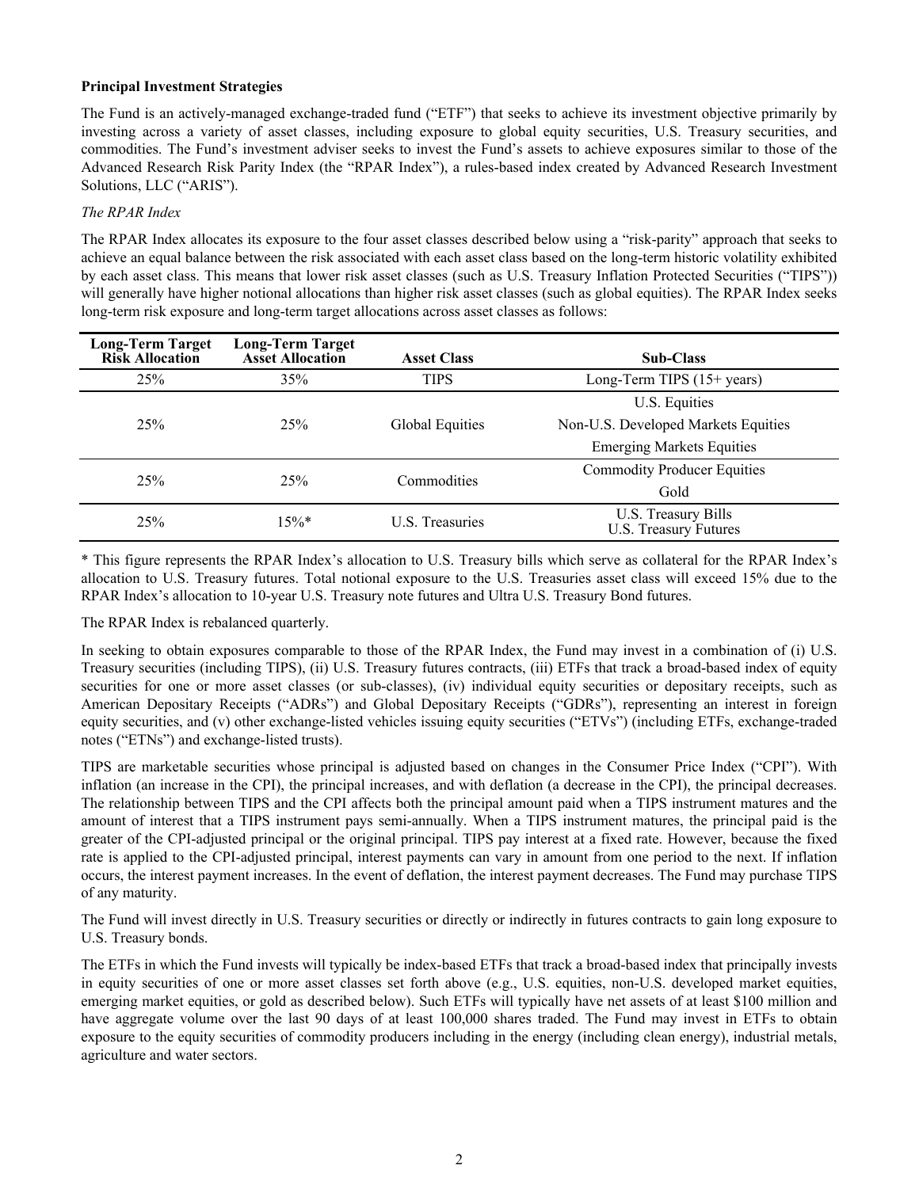**Principal Investment Strategies**

The Fund is an actively-managed exchange-traded fund ("ETF") that seeks to achieve its investment objective primarily by investing across a variety of asset classes, including exposure to global equity securities, U.S. Treasury securities, and commodities. The Fund's investment adviser seeks to invest the Fund's assets to achieve exposures similar to those of the Advanced Research Risk Parity Index (the "RPAR Index"), a rules-based index created by Advanced Research Investment Solutions, LLC ("ARIS").

*The RPAR Index*

The RPAR Index allocates its exposure to the four asset classes described below using a "risk-parity" approach that seeks to achieve an equal balance between the risk associated with each asset class based on the long-term historic volatility exhibited by each asset class. This means that lower risk asset classes (such as U.S. Treasury Inflation Protected Securities ("TIPS")) will generally have higher notional allocations than higher risk asset classes (such as global equities). The RPAR Index seeks long-term risk exposure and long-term target allocations across asset classes as follows:

| Long-Term Target Risk Allocation | Long-Term Target Asset Allocation | Asset Class | Sub-Class |
|---|---|---|---|
| 25% | 35% | TIPS | Long-Term TIPS (15+ years) |
| 25% | 25% | Global Equities | U.S. Equities<br>Non-U.S. Developed Markets Equities<br>Emerging Markets Equities |
| 25% | 25% | Commodities | Commodity Producer Equities<br>Gold |
| 25% | 15%* | U.S. Treasuries | U.S. Treasury Bills<br>U.S. Treasury Futures |

* This figure represents the RPAR Index's allocation to U.S. Treasury bills which serve as collateral for the RPAR Index's allocation to U.S. Treasury futures. Total notional exposure to the U.S. Treasuries asset class will exceed 15% due to the RPAR Index's allocation to 10-year U.S. Treasury note futures and Ultra U.S. Treasury Bond futures.

The RPAR Index is rebalanced quarterly.

In seeking to obtain exposures comparable to those of the RPAR Index, the Fund may invest in a combination of (i) U.S. Treasury securities (including TIPS), (ii) U.S. Treasury futures contracts, (iii) ETFs that track a broad-based index of equity securities for one or more asset classes (or sub-classes), (iv) individual equity securities or depositary receipts, such as American Depositary Receipts ("ADRs") and Global Depositary Receipts ("GDRs"), representing an interest in foreign equity securities, and (v) other exchange-listed vehicles issuing equity securities ("ETVs") (including ETFs, exchange-traded notes ("ETNs") and exchange-listed trusts).

TIPS are marketable securities whose principal is adjusted based on changes in the Consumer Price Index ("CPI"). With inflation (an increase in the CPI), the principal increases, and with deflation (a decrease in the CPI), the principal decreases. The relationship between TIPS and the CPI affects both the principal amount paid when a TIPS instrument matures and the amount of interest that a TIPS instrument pays semi-annually. When a TIPS instrument matures, the principal paid is the greater of the CPI-adjusted principal or the original principal. TIPS pay interest at a fixed rate. However, because the fixed rate is applied to the CPI-adjusted principal, interest payments can vary in amount from one period to the next. If inflation occurs, the interest payment increases. In the event of deflation, the interest payment decreases. The Fund may purchase TIPS of any maturity.

The Fund will invest directly in U.S. Treasury securities or directly or indirectly in futures contracts to gain long exposure to U.S. Treasury bonds.

The ETFs in which the Fund invests will typically be index-based ETFs that track a broad-based index that principally invests in equity securities of one or more asset classes set forth above (e.g., U.S. equities, non-U.S. developed market equities, emerging market equities, or gold as described below). Such ETFs will typically have net assets of at least $100 million and have aggregate volume over the last 90 days of at least 100,000 shares traded. The Fund may invest in ETFs to obtain exposure to the equity securities of commodity producers including in the energy (including clean energy), industrial metals, agriculture and water sectors.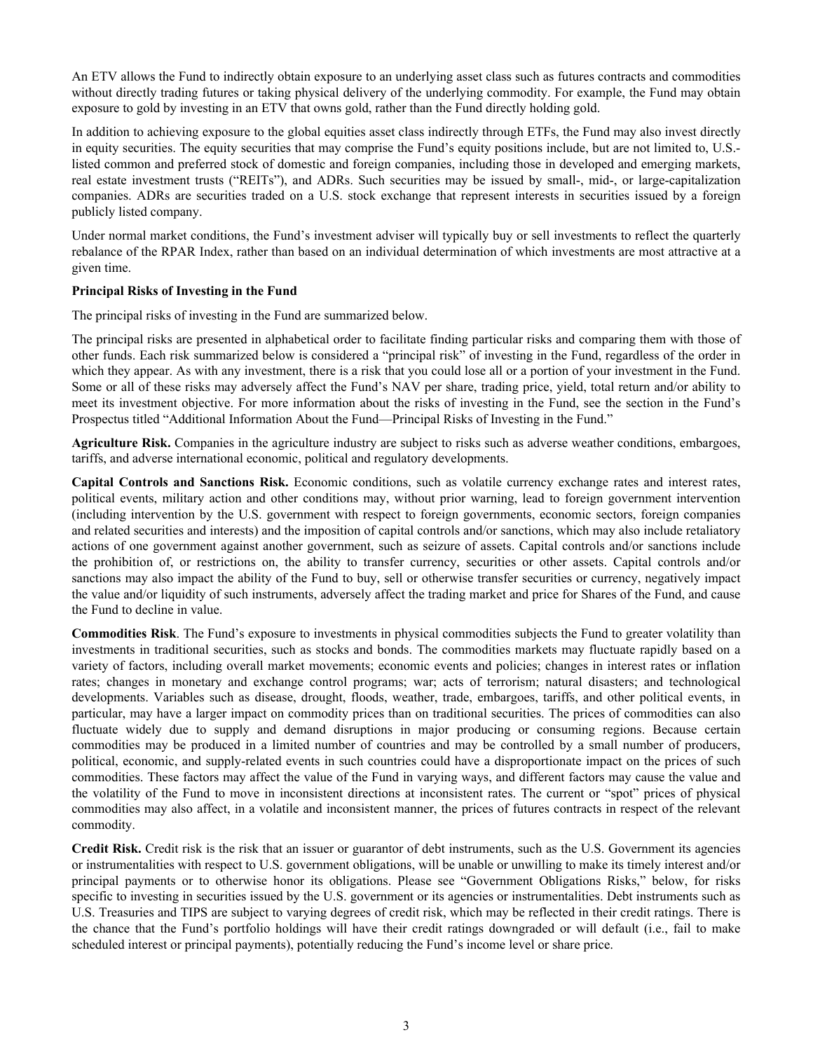An ETV allows the Fund to indirectly obtain exposure to an underlying asset class such as futures contracts and commodities without directly trading futures or taking physical delivery of the underlying commodity. For example, the Fund may obtain exposure to gold by investing in an ETV that owns gold, rather than the Fund directly holding gold.

In addition to achieving exposure to the global equities asset class indirectly through ETFs, the Fund may also invest directly in equity securities. The equity securities that may comprise the Fund's equity positions include, but are not limited to, U.S.-listed common and preferred stock of domestic and foreign companies, including those in developed and emerging markets, real estate investment trusts ("REITs"), and ADRs. Such securities may be issued by small-, mid-, or large-capitalization companies. ADRs are securities traded on a U.S. stock exchange that represent interests in securities issued by a foreign publicly listed company.

Under normal market conditions, the Fund's investment adviser will typically buy or sell investments to reflect the quarterly rebalance of the RPAR Index, rather than based on an individual determination of which investments are most attractive at a given time.

**Principal Risks of Investing in the Fund**

The principal risks of investing in the Fund are summarized below.

The principal risks are presented in alphabetical order to facilitate finding particular risks and comparing them with those of other funds. Each risk summarized below is considered a "principal risk" of investing in the Fund, regardless of the order in which they appear. As with any investment, there is a risk that you could lose all or a portion of your investment in the Fund. Some or all of these risks may adversely affect the Fund's NAV per share, trading price, yield, total return and/or ability to meet its investment objective. For more information about the risks of investing in the Fund, see the section in the Fund's Prospectus titled "Additional Information About the Fund—Principal Risks of Investing in the Fund."

**Agriculture Risk.** Companies in the agriculture industry are subject to risks such as adverse weather conditions, embargoes, tariffs, and adverse international economic, political and regulatory developments.

**Capital Controls and Sanctions Risk.** Economic conditions, such as volatile currency exchange rates and interest rates, political events, military action and other conditions may, without prior warning, lead to foreign government intervention (including intervention by the U.S. government with respect to foreign governments, economic sectors, foreign companies and related securities and interests) and the imposition of capital controls and/or sanctions, which may also include retaliatory actions of one government against another government, such as seizure of assets. Capital controls and/or sanctions include the prohibition of, or restrictions on, the ability to transfer currency, securities or other assets. Capital controls and/or sanctions may also impact the ability of the Fund to buy, sell or otherwise transfer securities or currency, negatively impact the value and/or liquidity of such instruments, adversely affect the trading market and price for Shares of the Fund, and cause the Fund to decline in value.

**Commodities Risk**. The Fund's exposure to investments in physical commodities subjects the Fund to greater volatility than investments in traditional securities, such as stocks and bonds. The commodities markets may fluctuate rapidly based on a variety of factors, including overall market movements; economic events and policies; changes in interest rates or inflation rates; changes in monetary and exchange control programs; war; acts of terrorism; natural disasters; and technological developments. Variables such as disease, drought, floods, weather, trade, embargoes, tariffs, and other political events, in particular, may have a larger impact on commodity prices than on traditional securities. The prices of commodities can also fluctuate widely due to supply and demand disruptions in major producing or consuming regions. Because certain commodities may be produced in a limited number of countries and may be controlled by a small number of producers, political, economic, and supply-related events in such countries could have a disproportionate impact on the prices of such commodities. These factors may affect the value of the Fund in varying ways, and different factors may cause the value and the volatility of the Fund to move in inconsistent directions at inconsistent rates. The current or "spot" prices of physical commodities may also affect, in a volatile and inconsistent manner, the prices of futures contracts in respect of the relevant commodity.

**Credit Risk.** Credit risk is the risk that an issuer or guarantor of debt instruments, such as the U.S. Government its agencies or instrumentalities with respect to U.S. government obligations, will be unable or unwilling to make its timely interest and/or principal payments or to otherwise honor its obligations. Please see "Government Obligations Risks," below, for risks specific to investing in securities issued by the U.S. government or its agencies or instrumentalities. Debt instruments such as U.S. Treasuries and TIPS are subject to varying degrees of credit risk, which may be reflected in their credit ratings. There is the chance that the Fund's portfolio holdings will have their credit ratings downgraded or will default (i.e., fail to make scheduled interest or principal payments), potentially reducing the Fund's income level or share price.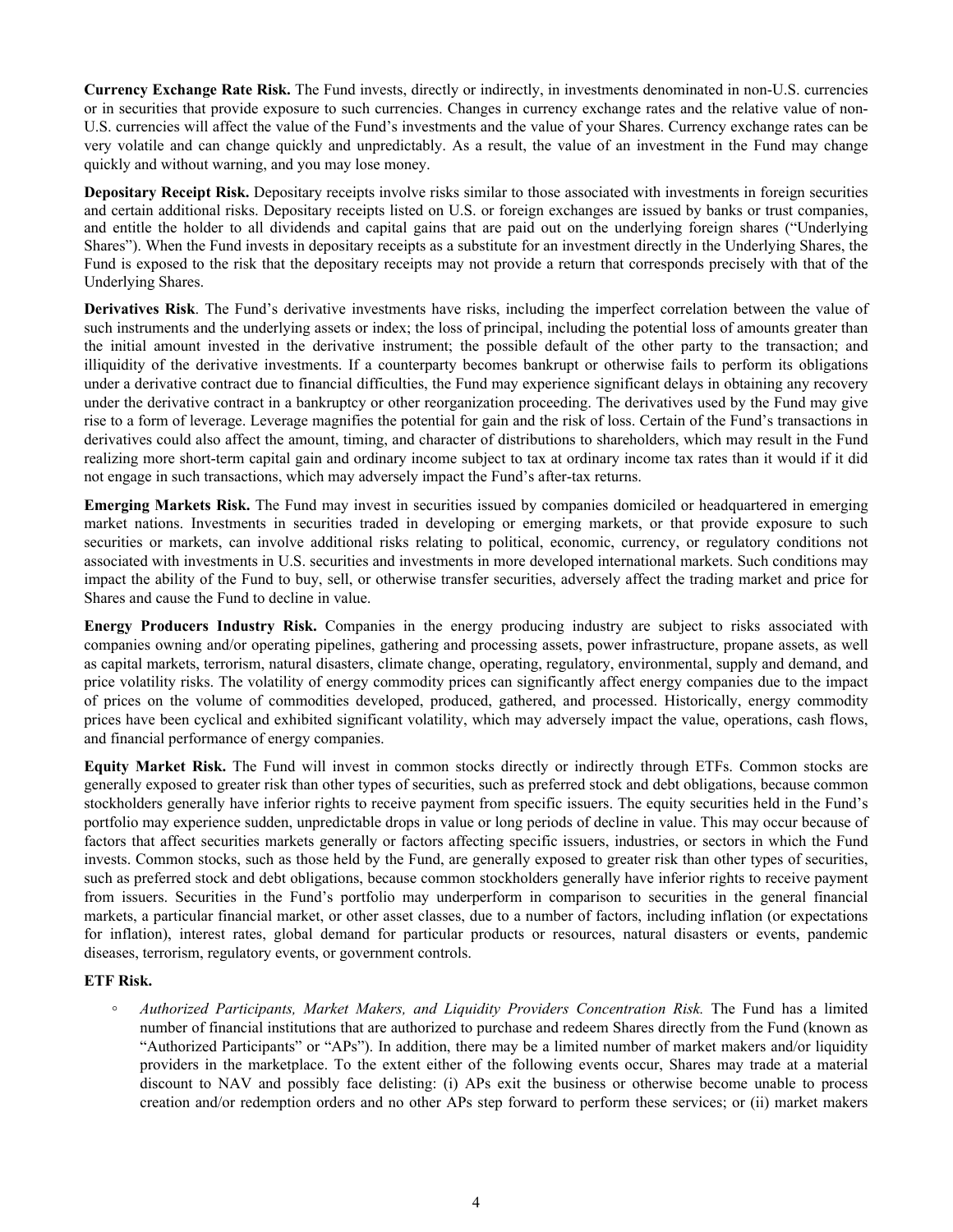**Currency Exchange Rate Risk.** The Fund invests, directly or indirectly, in investments denominated in non-U.S. currencies or in securities that provide exposure to such currencies. Changes in currency exchange rates and the relative value of non-U.S. currencies will affect the value of the Fund's investments and the value of your Shares. Currency exchange rates can be very volatile and can change quickly and unpredictably. As a result, the value of an investment in the Fund may change quickly and without warning, and you may lose money.

**Depositary Receipt Risk.** Depositary receipts involve risks similar to those associated with investments in foreign securities and certain additional risks. Depositary receipts listed on U.S. or foreign exchanges are issued by banks or trust companies, and entitle the holder to all dividends and capital gains that are paid out on the underlying foreign shares ("Underlying Shares"). When the Fund invests in depositary receipts as a substitute for an investment directly in the Underlying Shares, the Fund is exposed to the risk that the depositary receipts may not provide a return that corresponds precisely with that of the Underlying Shares.

**Derivatives Risk**. The Fund's derivative investments have risks, including the imperfect correlation between the value of such instruments and the underlying assets or index; the loss of principal, including the potential loss of amounts greater than the initial amount invested in the derivative instrument; the possible default of the other party to the transaction; and illiquidity of the derivative investments. If a counterparty becomes bankrupt or otherwise fails to perform its obligations under a derivative contract due to financial difficulties, the Fund may experience significant delays in obtaining any recovery under the derivative contract in a bankruptcy or other reorganization proceeding. The derivatives used by the Fund may give rise to a form of leverage. Leverage magnifies the potential for gain and the risk of loss. Certain of the Fund's transactions in derivatives could also affect the amount, timing, and character of distributions to shareholders, which may result in the Fund realizing more short-term capital gain and ordinary income subject to tax at ordinary income tax rates than it would if it did not engage in such transactions, which may adversely impact the Fund's after-tax returns.

**Emerging Markets Risk.** The Fund may invest in securities issued by companies domiciled or headquartered in emerging market nations. Investments in securities traded in developing or emerging markets, or that provide exposure to such securities or markets, can involve additional risks relating to political, economic, currency, or regulatory conditions not associated with investments in U.S. securities and investments in more developed international markets. Such conditions may impact the ability of the Fund to buy, sell, or otherwise transfer securities, adversely affect the trading market and price for Shares and cause the Fund to decline in value.

**Energy Producers Industry Risk.** Companies in the energy producing industry are subject to risks associated with companies owning and/or operating pipelines, gathering and processing assets, power infrastructure, propane assets, as well as capital markets, terrorism, natural disasters, climate change, operating, regulatory, environmental, supply and demand, and price volatility risks. The volatility of energy commodity prices can significantly affect energy companies due to the impact of prices on the volume of commodities developed, produced, gathered, and processed. Historically, energy commodity prices have been cyclical and exhibited significant volatility, which may adversely impact the value, operations, cash flows, and financial performance of energy companies.

**Equity Market Risk.** The Fund will invest in common stocks directly or indirectly through ETFs. Common stocks are generally exposed to greater risk than other types of securities, such as preferred stock and debt obligations, because common stockholders generally have inferior rights to receive payment from specific issuers. The equity securities held in the Fund's portfolio may experience sudden, unpredictable drops in value or long periods of decline in value. This may occur because of factors that affect securities markets generally or factors affecting specific issuers, industries, or sectors in which the Fund invests. Common stocks, such as those held by the Fund, are generally exposed to greater risk than other types of securities, such as preferred stock and debt obligations, because common stockholders generally have inferior rights to receive payment from issuers. Securities in the Fund's portfolio may underperform in comparison to securities in the general financial markets, a particular financial market, or other asset classes, due to a number of factors, including inflation (or expectations for inflation), interest rates, global demand for particular products or resources, natural disasters or events, pandemic diseases, terrorism, regulatory events, or government controls.

**ETF Risk.**

- *Authorized Participants, Market Makers, and Liquidity Providers Concentration Risk.* The Fund has a limited number of financial institutions that are authorized to purchase and redeem Shares directly from the Fund (known as "Authorized Participants" or "APs"). In addition, there may be a limited number of market makers and/or liquidity providers in the marketplace. To the extent either of the following events occur, Shares may trade at a material discount to NAV and possibly face delisting: (i) APs exit the business or otherwise become unable to process creation and/or redemption orders and no other APs step forward to perform these services; or (ii) market makers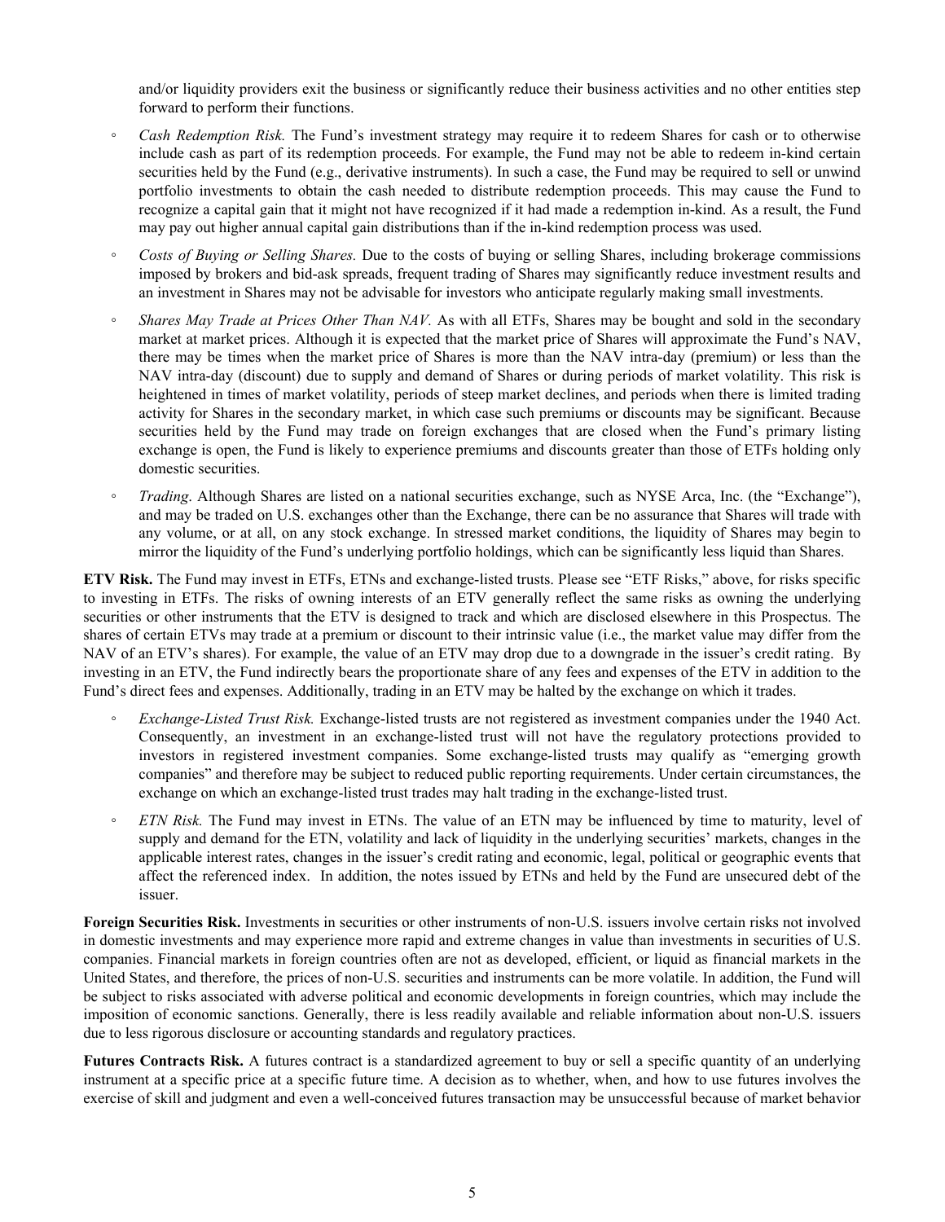and/or liquidity providers exit the business or significantly reduce their business activities and no other entities step forward to perform their functions.

- *Cash Redemption Risk.* The Fund's investment strategy may require it to redeem Shares for cash or to otherwise include cash as part of its redemption proceeds. For example, the Fund may not be able to redeem in-kind certain securities held by the Fund (e.g., derivative instruments). In such a case, the Fund may be required to sell or unwind portfolio investments to obtain the cash needed to distribute redemption proceeds. This may cause the Fund to recognize a capital gain that it might not have recognized if it had made a redemption in-kind. As a result, the Fund may pay out higher annual capital gain distributions than if the in-kind redemption process was used.

- *Costs of Buying or Selling Shares.* Due to the costs of buying or selling Shares, including brokerage commissions imposed by brokers and bid-ask spreads, frequent trading of Shares may significantly reduce investment results and an investment in Shares may not be advisable for investors who anticipate regularly making small investments.

- *Shares May Trade at Prices Other Than NAV.* As with all ETFs, Shares may be bought and sold in the secondary market at market prices. Although it is expected that the market price of Shares will approximate the Fund's NAV, there may be times when the market price of Shares is more than the NAV intra-day (premium) or less than the NAV intra-day (discount) due to supply and demand of Shares or during periods of market volatility. This risk is heightened in times of market volatility, periods of steep market declines, and periods when there is limited trading activity for Shares in the secondary market, in which case such premiums or discounts may be significant. Because securities held by the Fund may trade on foreign exchanges that are closed when the Fund's primary listing exchange is open, the Fund is likely to experience premiums and discounts greater than those of ETFs holding only domestic securities.

- *Trading*. Although Shares are listed on a national securities exchange, such as NYSE Arca, Inc. (the "Exchange"), and may be traded on U.S. exchanges other than the Exchange, there can be no assurance that Shares will trade with any volume, or at all, on any stock exchange. In stressed market conditions, the liquidity of Shares may begin to mirror the liquidity of the Fund's underlying portfolio holdings, which can be significantly less liquid than Shares.

**ETV Risk.** The Fund may invest in ETFs, ETNs and exchange-listed trusts. Please see "ETF Risks," above, for risks specific to investing in ETFs. The risks of owning interests of an ETV generally reflect the same risks as owning the underlying securities or other instruments that the ETV is designed to track and which are disclosed elsewhere in this Prospectus. The shares of certain ETVs may trade at a premium or discount to their intrinsic value (i.e., the market value may differ from the NAV of an ETV's shares). For example, the value of an ETV may drop due to a downgrade in the issuer's credit rating. By investing in an ETV, the Fund indirectly bears the proportionate share of any fees and expenses of the ETV in addition to the Fund's direct fees and expenses. Additionally, trading in an ETV may be halted by the exchange on which it trades.

- *Exchange-Listed Trust Risk.* Exchange-listed trusts are not registered as investment companies under the 1940 Act. Consequently, an investment in an exchange-listed trust will not have the regulatory protections provided to investors in registered investment companies. Some exchange-listed trusts may qualify as "emerging growth companies" and therefore may be subject to reduced public reporting requirements. Under certain circumstances, the exchange on which an exchange-listed trust trades may halt trading in the exchange-listed trust.

- *ETN Risk.* The Fund may invest in ETNs. The value of an ETN may be influenced by time to maturity, level of supply and demand for the ETN, volatility and lack of liquidity in the underlying securities' markets, changes in the applicable interest rates, changes in the issuer's credit rating and economic, legal, political or geographic events that affect the referenced index. In addition, the notes issued by ETNs and held by the Fund are unsecured debt of the issuer.

**Foreign Securities Risk.** Investments in securities or other instruments of non-U.S. issuers involve certain risks not involved in domestic investments and may experience more rapid and extreme changes in value than investments in securities of U.S. companies. Financial markets in foreign countries often are not as developed, efficient, or liquid as financial markets in the United States, and therefore, the prices of non-U.S. securities and instruments can be more volatile. In addition, the Fund will be subject to risks associated with adverse political and economic developments in foreign countries, which may include the imposition of economic sanctions. Generally, there is less readily available and reliable information about non-U.S. issuers due to less rigorous disclosure or accounting standards and regulatory practices.

**Futures Contracts Risk.** A futures contract is a standardized agreement to buy or sell a specific quantity of an underlying instrument at a specific price at a specific future time. A decision as to whether, when, and how to use futures involves the exercise of skill and judgment and even a well-conceived futures transaction may be unsuccessful because of market behavior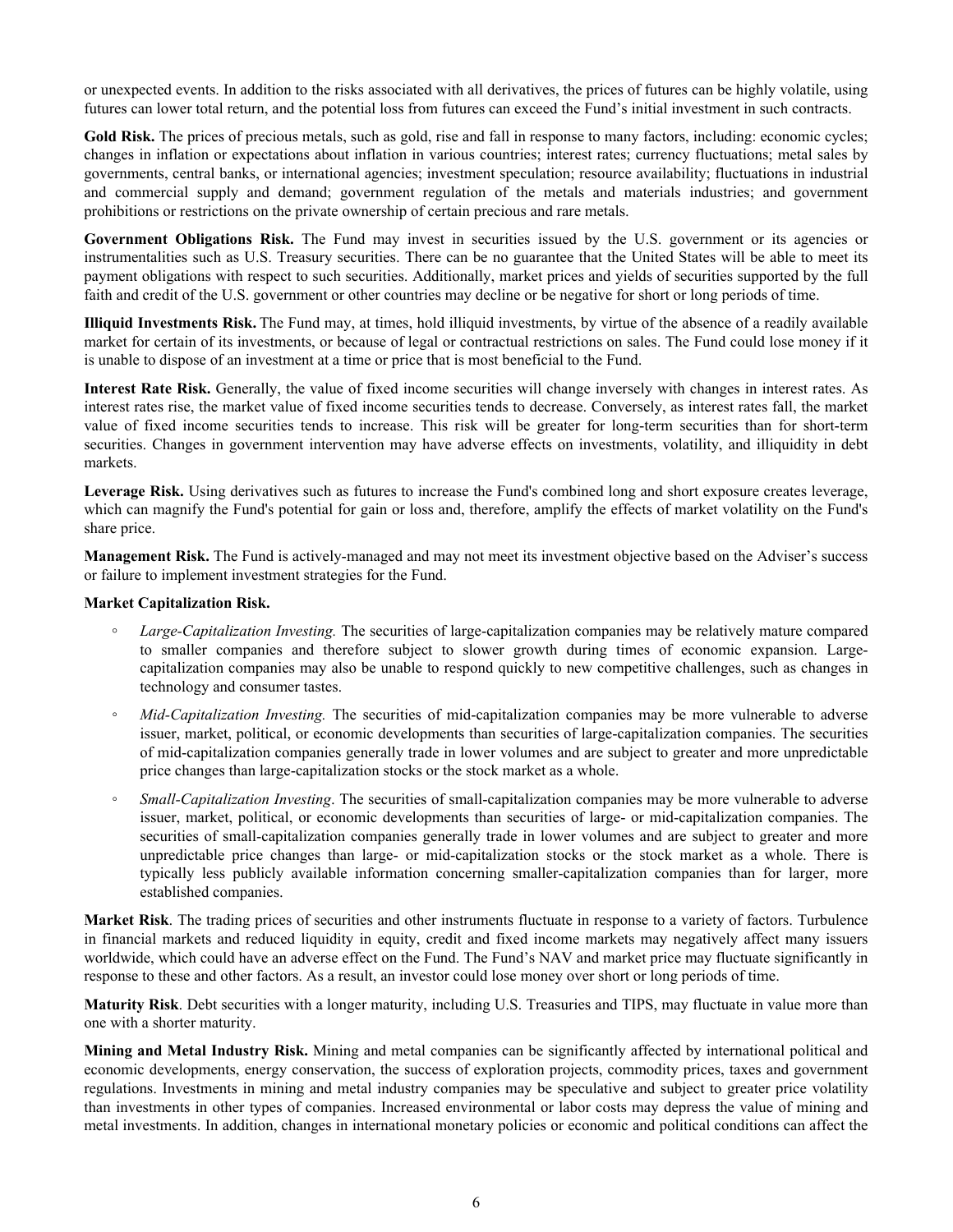or unexpected events. In addition to the risks associated with all derivatives, the prices of futures can be highly volatile, using futures can lower total return, and the potential loss from futures can exceed the Fund's initial investment in such contracts.

**Gold Risk.** The prices of precious metals, such as gold, rise and fall in response to many factors, including: economic cycles; changes in inflation or expectations about inflation in various countries; interest rates; currency fluctuations; metal sales by governments, central banks, or international agencies; investment speculation; resource availability; fluctuations in industrial and commercial supply and demand; government regulation of the metals and materials industries; and government prohibitions or restrictions on the private ownership of certain precious and rare metals.

**Government Obligations Risk.** The Fund may invest in securities issued by the U.S. government or its agencies or instrumentalities such as U.S. Treasury securities. There can be no guarantee that the United States will be able to meet its payment obligations with respect to such securities. Additionally, market prices and yields of securities supported by the full faith and credit of the U.S. government or other countries may decline or be negative for short or long periods of time.

**Illiquid Investments Risk.** The Fund may, at times, hold illiquid investments, by virtue of the absence of a readily available market for certain of its investments, or because of legal or contractual restrictions on sales. The Fund could lose money if it is unable to dispose of an investment at a time or price that is most beneficial to the Fund.

**Interest Rate Risk.** Generally, the value of fixed income securities will change inversely with changes in interest rates. As interest rates rise, the market value of fixed income securities tends to decrease. Conversely, as interest rates fall, the market value of fixed income securities tends to increase. This risk will be greater for long-term securities than for short-term securities. Changes in government intervention may have adverse effects on investments, volatility, and illiquidity in debt markets.

**Leverage Risk.** Using derivatives such as futures to increase the Fund's combined long and short exposure creates leverage, which can magnify the Fund's potential for gain or loss and, therefore, amplify the effects of market volatility on the Fund's share price.

**Management Risk.** The Fund is actively-managed and may not meet its investment objective based on the Adviser's success or failure to implement investment strategies for the Fund.

**Market Capitalization Risk.**

- *Large-Capitalization Investing.* The securities of large-capitalization companies may be relatively mature compared to smaller companies and therefore subject to slower growth during times of economic expansion. Large-capitalization companies may also be unable to respond quickly to new competitive challenges, such as changes in technology and consumer tastes.
- *Mid-Capitalization Investing.* The securities of mid-capitalization companies may be more vulnerable to adverse issuer, market, political, or economic developments than securities of large-capitalization companies. The securities of mid-capitalization companies generally trade in lower volumes and are subject to greater and more unpredictable price changes than large-capitalization stocks or the stock market as a whole.
- *Small-Capitalization Investing*. The securities of small-capitalization companies may be more vulnerable to adverse issuer, market, political, or economic developments than securities of large- or mid-capitalization companies. The securities of small-capitalization companies generally trade in lower volumes and are subject to greater and more unpredictable price changes than large- or mid-capitalization stocks or the stock market as a whole. There is typically less publicly available information concerning smaller-capitalization companies than for larger, more established companies.

**Market Risk**. The trading prices of securities and other instruments fluctuate in response to a variety of factors. Turbulence in financial markets and reduced liquidity in equity, credit and fixed income markets may negatively affect many issuers worldwide, which could have an adverse effect on the Fund. The Fund's NAV and market price may fluctuate significantly in response to these and other factors. As a result, an investor could lose money over short or long periods of time.

**Maturity Risk**. Debt securities with a longer maturity, including U.S. Treasuries and TIPS, may fluctuate in value more than one with a shorter maturity.

**Mining and Metal Industry Risk.** Mining and metal companies can be significantly affected by international political and economic developments, energy conservation, the success of exploration projects, commodity prices, taxes and government regulations. Investments in mining and metal industry companies may be speculative and subject to greater price volatility than investments in other types of companies. Increased environmental or labor costs may depress the value of mining and metal investments. In addition, changes in international monetary policies or economic and political conditions can affect the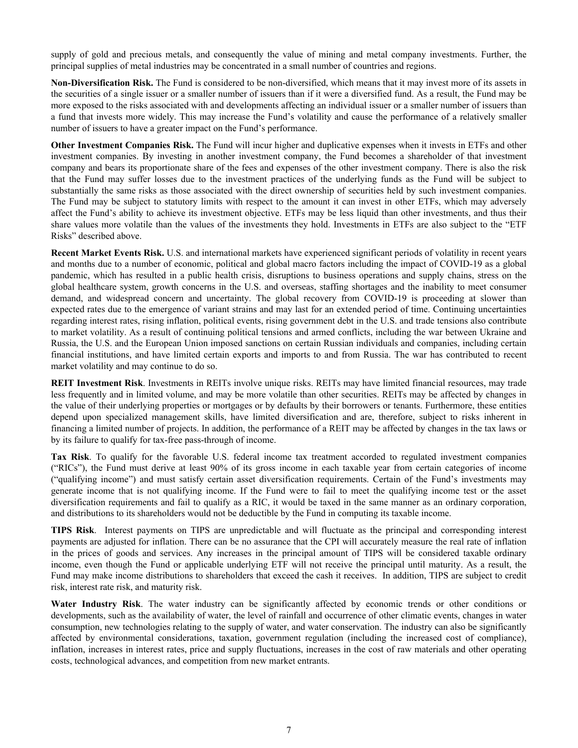supply of gold and precious metals, and consequently the value of mining and metal company investments. Further, the principal supplies of metal industries may be concentrated in a small number of countries and regions.

**Non-Diversification Risk.** The Fund is considered to be non-diversified, which means that it may invest more of its assets in the securities of a single issuer or a smaller number of issuers than if it were a diversified fund. As a result, the Fund may be more exposed to the risks associated with and developments affecting an individual issuer or a smaller number of issuers than a fund that invests more widely. This may increase the Fund's volatility and cause the performance of a relatively smaller number of issuers to have a greater impact on the Fund's performance.

**Other Investment Companies Risk.** The Fund will incur higher and duplicative expenses when it invests in ETFs and other investment companies. By investing in another investment company, the Fund becomes a shareholder of that investment company and bears its proportionate share of the fees and expenses of the other investment company. There is also the risk that the Fund may suffer losses due to the investment practices of the underlying funds as the Fund will be subject to substantially the same risks as those associated with the direct ownership of securities held by such investment companies. The Fund may be subject to statutory limits with respect to the amount it can invest in other ETFs, which may adversely affect the Fund's ability to achieve its investment objective. ETFs may be less liquid than other investments, and thus their share values more volatile than the values of the investments they hold. Investments in ETFs are also subject to the "ETF Risks" described above.

**Recent Market Events Risk.** U.S. and international markets have experienced significant periods of volatility in recent years and months due to a number of economic, political and global macro factors including the impact of COVID-19 as a global pandemic, which has resulted in a public health crisis, disruptions to business operations and supply chains, stress on the global healthcare system, growth concerns in the U.S. and overseas, staffing shortages and the inability to meet consumer demand, and widespread concern and uncertainty. The global recovery from COVID-19 is proceeding at slower than expected rates due to the emergence of variant strains and may last for an extended period of time. Continuing uncertainties regarding interest rates, rising inflation, political events, rising government debt in the U.S. and trade tensions also contribute to market volatility. As a result of continuing political tensions and armed conflicts, including the war between Ukraine and Russia, the U.S. and the European Union imposed sanctions on certain Russian individuals and companies, including certain financial institutions, and have limited certain exports and imports to and from Russia. The war has contributed to recent market volatility and may continue to do so.

**REIT Investment Risk**. Investments in REITs involve unique risks. REITs may have limited financial resources, may trade less frequently and in limited volume, and may be more volatile than other securities. REITs may be affected by changes in the value of their underlying properties or mortgages or by defaults by their borrowers or tenants. Furthermore, these entities depend upon specialized management skills, have limited diversification and are, therefore, subject to risks inherent in financing a limited number of projects. In addition, the performance of a REIT may be affected by changes in the tax laws or by its failure to qualify for tax-free pass-through of income.

**Tax Risk**. To qualify for the favorable U.S. federal income tax treatment accorded to regulated investment companies ("RICs"), the Fund must derive at least 90% of its gross income in each taxable year from certain categories of income ("qualifying income") and must satisfy certain asset diversification requirements. Certain of the Fund's investments may generate income that is not qualifying income. If the Fund were to fail to meet the qualifying income test or the asset diversification requirements and fail to qualify as a RIC, it would be taxed in the same manner as an ordinary corporation, and distributions to its shareholders would not be deductible by the Fund in computing its taxable income.

**TIPS Risk**. Interest payments on TIPS are unpredictable and will fluctuate as the principal and corresponding interest payments are adjusted for inflation. There can be no assurance that the CPI will accurately measure the real rate of inflation in the prices of goods and services. Any increases in the principal amount of TIPS will be considered taxable ordinary income, even though the Fund or applicable underlying ETF will not receive the principal until maturity. As a result, the Fund may make income distributions to shareholders that exceed the cash it receives. In addition, TIPS are subject to credit risk, interest rate risk, and maturity risk.

**Water Industry Risk**. The water industry can be significantly affected by economic trends or other conditions or developments, such as the availability of water, the level of rainfall and occurrence of other climatic events, changes in water consumption, new technologies relating to the supply of water, and water conservation. The industry can also be significantly affected by environmental considerations, taxation, government regulation (including the increased cost of compliance), inflation, increases in interest rates, price and supply fluctuations, increases in the cost of raw materials and other operating costs, technological advances, and competition from new market entrants.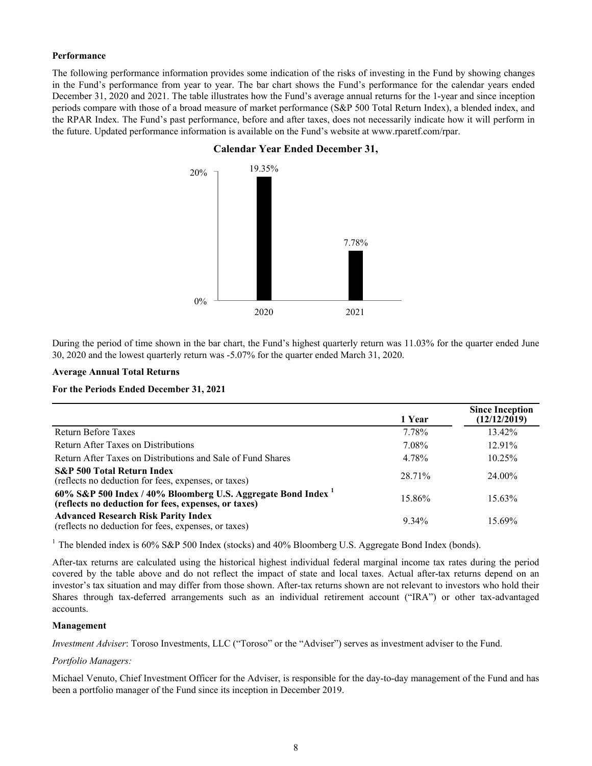**Performance**

The following performance information provides some indication of the risks of investing in the Fund by showing changes in the Fund's performance from year to year. The bar chart shows the Fund's performance for the calendar years ended December 31, 2020 and 2021. The table illustrates how the Fund's average annual returns for the 1-year and since inception periods compare with those of a broad measure of market performance (S&P 500 Total Return Index), a blended index, and the RPAR Index. The Fund's past performance, before and after taxes, does not necessarily indicate how it will perform in the future. Updated performance information is available on the Fund's website at www.rparetf.com/rpar.

**Calendar Year Ended December 31,**

| Year | Return |
|---|---|
| 2020 | 19.35% |
| 2021 | 7.78% |

During the period of time shown in the bar chart, the Fund's highest quarterly return was 11.03% for the quarter ended June 30, 2020 and the lowest quarterly return was -5.07% for the quarter ended March 31, 2020.

**Average Annual Total Returns**

**For the Periods Ended December 31, 2021**

| | 1 Year | Since Inception (12/12/2019) |
|---|---|---|
| Return Before Taxes | 7.78% | 13.42% |
| Return After Taxes on Distributions | 7.08% | 12.91% |
| Return After Taxes on Distributions and Sale of Fund Shares | 4.78% | 10.25% |
| **S&P 500 Total Return Index** (reflects no deduction for fees, expenses, or taxes) | 28.71% | 24.00% |
| **60% S&P 500 Index / 40% Bloomberg U.S. Aggregate Bond Index [1] (reflects no deduction for fees, expenses, or taxes)** | 15.86% | 15.63% |
| **Advanced Research Risk Parity Index** (reflects no deduction for fees, expenses, or taxes) | 9.34% | 15.69% |

[1] The blended index is 60% S&P 500 Index (stocks) and 40% Bloomberg U.S. Aggregate Bond Index (bonds).

After-tax returns are calculated using the historical highest individual federal marginal income tax rates during the period covered by the table above and do not reflect the impact of state and local taxes. Actual after-tax returns depend on an investor's tax situation and may differ from those shown. After-tax returns shown are not relevant to investors who hold their Shares through tax-deferred arrangements such as an individual retirement account ("IRA") or other tax-advantaged accounts.

**Management**

*Investment Adviser*: Toroso Investments, LLC ("Toroso" or the "Adviser") serves as investment adviser to the Fund.

*Portfolio Managers:*

Michael Venuto, Chief Investment Officer for the Adviser, is responsible for the day-to-day management of the Fund and has been a portfolio manager of the Fund since its inception in December 2019.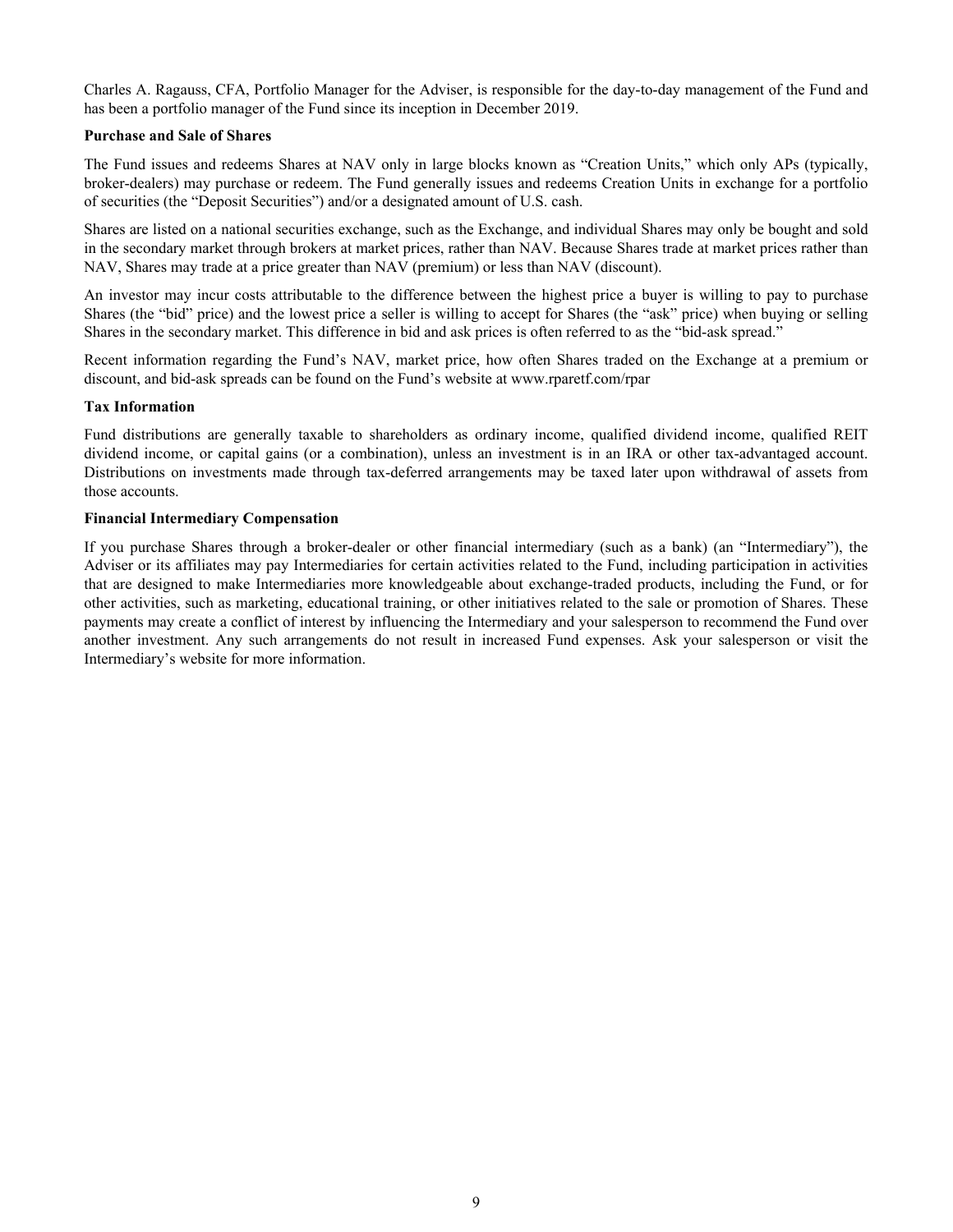Charles A. Ragauss, CFA, Portfolio Manager for the Adviser, is responsible for the day-to-day management of the Fund and has been a portfolio manager of the Fund since its inception in December 2019.

**Purchase and Sale of Shares**

The Fund issues and redeems Shares at NAV only in large blocks known as "Creation Units," which only APs (typically, broker-dealers) may purchase or redeem. The Fund generally issues and redeems Creation Units in exchange for a portfolio of securities (the "Deposit Securities") and/or a designated amount of U.S. cash.

Shares are listed on a national securities exchange, such as the Exchange, and individual Shares may only be bought and sold in the secondary market through brokers at market prices, rather than NAV. Because Shares trade at market prices rather than NAV, Shares may trade at a price greater than NAV (premium) or less than NAV (discount).

An investor may incur costs attributable to the difference between the highest price a buyer is willing to pay to purchase Shares (the "bid" price) and the lowest price a seller is willing to accept for Shares (the "ask" price) when buying or selling Shares in the secondary market. This difference in bid and ask prices is often referred to as the "bid-ask spread."

Recent information regarding the Fund's NAV, market price, how often Shares traded on the Exchange at a premium or discount, and bid-ask spreads can be found on the Fund's website at www.rparetf.com/rpar

**Tax Information**

Fund distributions are generally taxable to shareholders as ordinary income, qualified dividend income, qualified REIT dividend income, or capital gains (or a combination), unless an investment is in an IRA or other tax-advantaged account. Distributions on investments made through tax-deferred arrangements may be taxed later upon withdrawal of assets from those accounts.

**Financial Intermediary Compensation**

If you purchase Shares through a broker-dealer or other financial intermediary (such as a bank) (an "Intermediary"), the Adviser or its affiliates may pay Intermediaries for certain activities related to the Fund, including participation in activities that are designed to make Intermediaries more knowledgeable about exchange-traded products, including the Fund, or for other activities, such as marketing, educational training, or other initiatives related to the sale or promotion of Shares. These payments may create a conflict of interest by influencing the Intermediary and your salesperson to recommend the Fund over another investment. Any such arrangements do not result in increased Fund expenses. Ask your salesperson or visit the Intermediary's website for more information.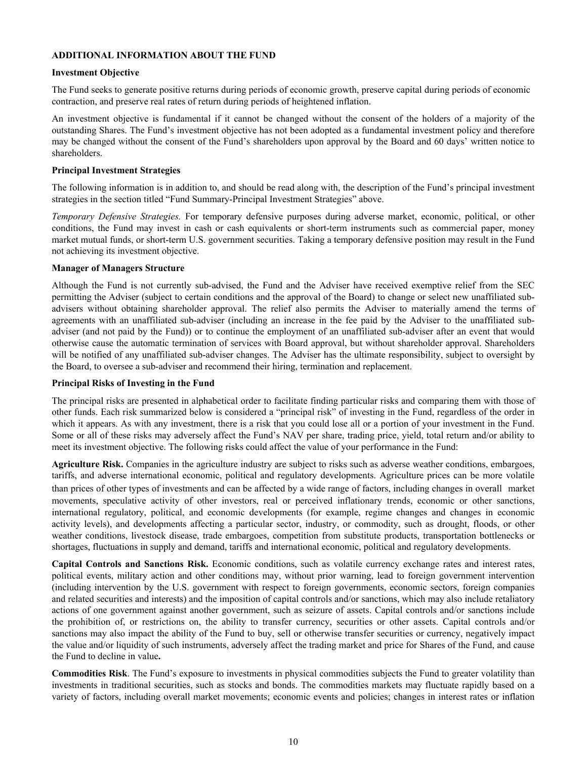## ADDITIONAL INFORMATION ABOUT THE FUND

### Investment Objective

The Fund seeks to generate positive returns during periods of economic growth, preserve capital during periods of economic contraction, and preserve real rates of return during periods of heightened inflation.

An investment objective is fundamental if it cannot be changed without the consent of the holders of a majority of the outstanding Shares. The Fund's investment objective has not been adopted as a fundamental investment policy and therefore may be changed without the consent of the Fund's shareholders upon approval by the Board and 60 days' written notice to shareholders.

### Principal Investment Strategies

The following information is in addition to, and should be read along with, the description of the Fund's principal investment strategies in the section titled "Fund Summary-Principal Investment Strategies" above.

*Temporary Defensive Strategies.* For temporary defensive purposes during adverse market, economic, political, or other conditions, the Fund may invest in cash or cash equivalents or short-term instruments such as commercial paper, money market mutual funds, or short-term U.S. government securities. Taking a temporary defensive position may result in the Fund not achieving its investment objective.

### Manager of Managers Structure

Although the Fund is not currently sub-advised, the Fund and the Adviser have received exemptive relief from the SEC permitting the Adviser (subject to certain conditions and the approval of the Board) to change or select new unaffiliated sub-advisers without obtaining shareholder approval. The relief also permits the Adviser to materially amend the terms of agreements with an unaffiliated sub-adviser (including an increase in the fee paid by the Adviser to the unaffiliated sub-adviser (and not paid by the Fund)) or to continue the employment of an unaffiliated sub-adviser after an event that would otherwise cause the automatic termination of services with Board approval, but without shareholder approval. Shareholders will be notified of any unaffiliated sub-adviser changes. The Adviser has the ultimate responsibility, subject to oversight by the Board, to oversee a sub-adviser and recommend their hiring, termination and replacement.

### Principal Risks of Investing in the Fund

The principal risks are presented in alphabetical order to facilitate finding particular risks and comparing them with those of other funds. Each risk summarized below is considered a "principal risk" of investing in the Fund, regardless of the order in which it appears. As with any investment, there is a risk that you could lose all or a portion of your investment in the Fund. Some or all of these risks may adversely affect the Fund's NAV per share, trading price, yield, total return and/or ability to meet its investment objective. The following risks could affect the value of your performance in the Fund:

**Agriculture Risk.** Companies in the agriculture industry are subject to risks such as adverse weather conditions, embargoes, tariffs, and adverse international economic, political and regulatory developments. Agriculture prices can be more volatile than prices of other types of investments and can be affected by a wide range of factors, including changes in overall market movements, speculative activity of other investors, real or perceived inflationary trends, economic or other sanctions, international regulatory, political, and economic developments (for example, regime changes and changes in economic activity levels), and developments affecting a particular sector, industry, or commodity, such as drought, floods, or other weather conditions, livestock disease, trade embargoes, competition from substitute products, transportation bottlenecks or shortages, fluctuations in supply and demand, tariffs and international economic, political and regulatory developments.

**Capital Controls and Sanctions Risk.** Economic conditions, such as volatile currency exchange rates and interest rates, political events, military action and other conditions may, without prior warning, lead to foreign government intervention (including intervention by the U.S. government with respect to foreign governments, economic sectors, foreign companies and related securities and interests) and the imposition of capital controls and/or sanctions, which may also include retaliatory actions of one government against another government, such as seizure of assets. Capital controls and/or sanctions include the prohibition of, or restrictions on, the ability to transfer currency, securities or other assets. Capital controls and/or sanctions may also impact the ability of the Fund to buy, sell or otherwise transfer securities or currency, negatively impact the value and/or liquidity of such instruments, adversely affect the trading market and price for Shares of the Fund, and cause the Fund to decline in value**.**

**Commodities Risk**. The Fund's exposure to investments in physical commodities subjects the Fund to greater volatility than investments in traditional securities, such as stocks and bonds. The commodities markets may fluctuate rapidly based on a variety of factors, including overall market movements; economic events and policies; changes in interest rates or inflation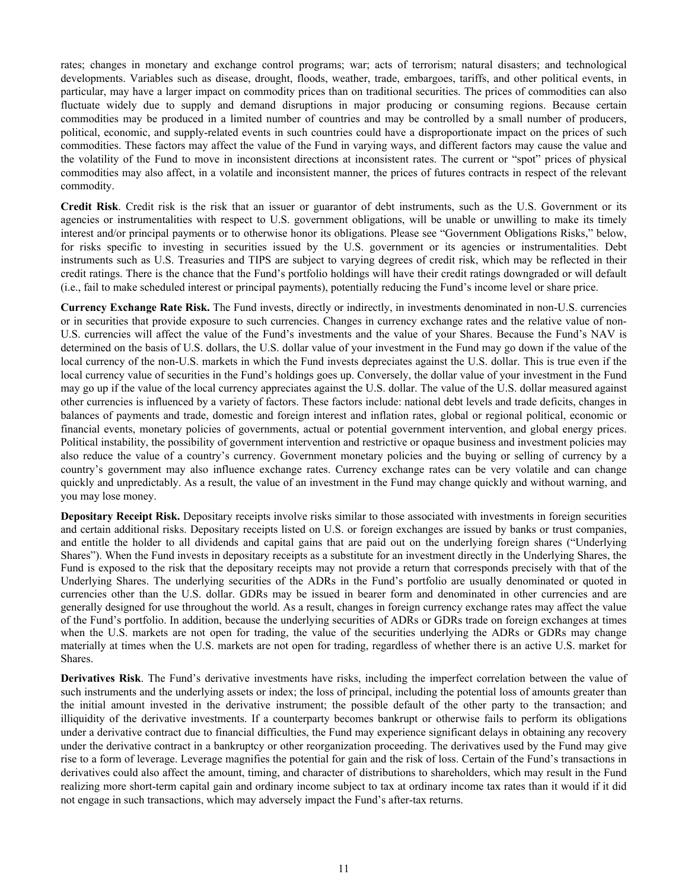rates; changes in monetary and exchange control programs; war; acts of terrorism; natural disasters; and technological developments. Variables such as disease, drought, floods, weather, trade, embargoes, tariffs, and other political events, in particular, may have a larger impact on commodity prices than on traditional securities. The prices of commodities can also fluctuate widely due to supply and demand disruptions in major producing or consuming regions. Because certain commodities may be produced in a limited number of countries and may be controlled by a small number of producers, political, economic, and supply-related events in such countries could have a disproportionate impact on the prices of such commodities. These factors may affect the value of the Fund in varying ways, and different factors may cause the value and the volatility of the Fund to move in inconsistent directions at inconsistent rates. The current or "spot" prices of physical commodities may also affect, in a volatile and inconsistent manner, the prices of futures contracts in respect of the relevant commodity.

**Credit Risk**. Credit risk is the risk that an issuer or guarantor of debt instruments, such as the U.S. Government or its agencies or instrumentalities with respect to U.S. government obligations, will be unable or unwilling to make its timely interest and/or principal payments or to otherwise honor its obligations. Please see "Government Obligations Risks," below, for risks specific to investing in securities issued by the U.S. government or its agencies or instrumentalities. Debt instruments such as U.S. Treasuries and TIPS are subject to varying degrees of credit risk, which may be reflected in their credit ratings. There is the chance that the Fund's portfolio holdings will have their credit ratings downgraded or will default (i.e., fail to make scheduled interest or principal payments), potentially reducing the Fund's income level or share price.

**Currency Exchange Rate Risk.** The Fund invests, directly or indirectly, in investments denominated in non-U.S. currencies or in securities that provide exposure to such currencies. Changes in currency exchange rates and the relative value of non-U.S. currencies will affect the value of the Fund's investments and the value of your Shares. Because the Fund's NAV is determined on the basis of U.S. dollars, the U.S. dollar value of your investment in the Fund may go down if the value of the local currency of the non-U.S. markets in which the Fund invests depreciates against the U.S. dollar. This is true even if the local currency value of securities in the Fund's holdings goes up. Conversely, the dollar value of your investment in the Fund may go up if the value of the local currency appreciates against the U.S. dollar. The value of the U.S. dollar measured against other currencies is influenced by a variety of factors. These factors include: national debt levels and trade deficits, changes in balances of payments and trade, domestic and foreign interest and inflation rates, global or regional political, economic or financial events, monetary policies of governments, actual or potential government intervention, and global energy prices. Political instability, the possibility of government intervention and restrictive or opaque business and investment policies may also reduce the value of a country's currency. Government monetary policies and the buying or selling of currency by a country's government may also influence exchange rates. Currency exchange rates can be very volatile and can change quickly and unpredictably. As a result, the value of an investment in the Fund may change quickly and without warning, and you may lose money.

**Depositary Receipt Risk.** Depositary receipts involve risks similar to those associated with investments in foreign securities and certain additional risks. Depositary receipts listed on U.S. or foreign exchanges are issued by banks or trust companies, and entitle the holder to all dividends and capital gains that are paid out on the underlying foreign shares ("Underlying Shares"). When the Fund invests in depositary receipts as a substitute for an investment directly in the Underlying Shares, the Fund is exposed to the risk that the depositary receipts may not provide a return that corresponds precisely with that of the Underlying Shares. The underlying securities of the ADRs in the Fund's portfolio are usually denominated or quoted in currencies other than the U.S. dollar. GDRs may be issued in bearer form and denominated in other currencies and are generally designed for use throughout the world. As a result, changes in foreign currency exchange rates may affect the value of the Fund's portfolio. In addition, because the underlying securities of ADRs or GDRs trade on foreign exchanges at times when the U.S. markets are not open for trading, the value of the securities underlying the ADRs or GDRs may change materially at times when the U.S. markets are not open for trading, regardless of whether there is an active U.S. market for Shares.

**Derivatives Risk**. The Fund's derivative investments have risks, including the imperfect correlation between the value of such instruments and the underlying assets or index; the loss of principal, including the potential loss of amounts greater than the initial amount invested in the derivative instrument; the possible default of the other party to the transaction; and illiquidity of the derivative investments. If a counterparty becomes bankrupt or otherwise fails to perform its obligations under a derivative contract due to financial difficulties, the Fund may experience significant delays in obtaining any recovery under the derivative contract in a bankruptcy or other reorganization proceeding. The derivatives used by the Fund may give rise to a form of leverage. Leverage magnifies the potential for gain and the risk of loss. Certain of the Fund's transactions in derivatives could also affect the amount, timing, and character of distributions to shareholders, which may result in the Fund realizing more short-term capital gain and ordinary income subject to tax at ordinary income tax rates than it would if it did not engage in such transactions, which may adversely impact the Fund's after-tax returns.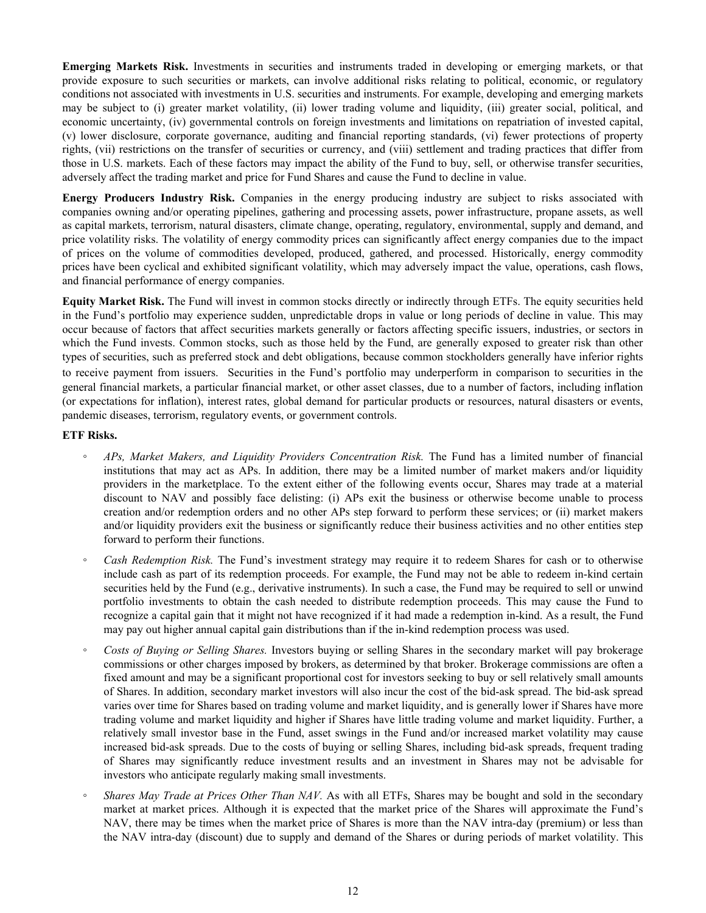**Emerging Markets Risk.** Investments in securities and instruments traded in developing or emerging markets, or that provide exposure to such securities or markets, can involve additional risks relating to political, economic, or regulatory conditions not associated with investments in U.S. securities and instruments. For example, developing and emerging markets may be subject to (i) greater market volatility, (ii) lower trading volume and liquidity, (iii) greater social, political, and economic uncertainty, (iv) governmental controls on foreign investments and limitations on repatriation of invested capital, (v) lower disclosure, corporate governance, auditing and financial reporting standards, (vi) fewer protections of property rights, (vii) restrictions on the transfer of securities or currency, and (viii) settlement and trading practices that differ from those in U.S. markets. Each of these factors may impact the ability of the Fund to buy, sell, or otherwise transfer securities, adversely affect the trading market and price for Fund Shares and cause the Fund to decline in value.

**Energy Producers Industry Risk.** Companies in the energy producing industry are subject to risks associated with companies owning and/or operating pipelines, gathering and processing assets, power infrastructure, propane assets, as well as capital markets, terrorism, natural disasters, climate change, operating, regulatory, environmental, supply and demand, and price volatility risks. The volatility of energy commodity prices can significantly affect energy companies due to the impact of prices on the volume of commodities developed, produced, gathered, and processed. Historically, energy commodity prices have been cyclical and exhibited significant volatility, which may adversely impact the value, operations, cash flows, and financial performance of energy companies.

**Equity Market Risk.** The Fund will invest in common stocks directly or indirectly through ETFs. The equity securities held in the Fund's portfolio may experience sudden, unpredictable drops in value or long periods of decline in value. This may occur because of factors that affect securities markets generally or factors affecting specific issuers, industries, or sectors in which the Fund invests. Common stocks, such as those held by the Fund, are generally exposed to greater risk than other types of securities, such as preferred stock and debt obligations, because common stockholders generally have inferior rights to receive payment from issuers. Securities in the Fund's portfolio may underperform in comparison to securities in the general financial markets, a particular financial market, or other asset classes, due to a number of factors, including inflation (or expectations for inflation), interest rates, global demand for particular products or resources, natural disasters or events, pandemic diseases, terrorism, regulatory events, or government controls.

**ETF Risks.**

- *APs, Market Makers, and Liquidity Providers Concentration Risk.* The Fund has a limited number of financial institutions that may act as APs. In addition, there may be a limited number of market makers and/or liquidity providers in the marketplace. To the extent either of the following events occur, Shares may trade at a material discount to NAV and possibly face delisting: (i) APs exit the business or otherwise become unable to process creation and/or redemption orders and no other APs step forward to perform these services; or (ii) market makers and/or liquidity providers exit the business or significantly reduce their business activities and no other entities step forward to perform their functions.
- *Cash Redemption Risk.* The Fund's investment strategy may require it to redeem Shares for cash or to otherwise include cash as part of its redemption proceeds. For example, the Fund may not be able to redeem in-kind certain securities held by the Fund (e.g., derivative instruments). In such a case, the Fund may be required to sell or unwind portfolio investments to obtain the cash needed to distribute redemption proceeds. This may cause the Fund to recognize a capital gain that it might not have recognized if it had made a redemption in-kind. As a result, the Fund may pay out higher annual capital gain distributions than if the in-kind redemption process was used.
- *Costs of Buying or Selling Shares.* Investors buying or selling Shares in the secondary market will pay brokerage commissions or other charges imposed by brokers, as determined by that broker. Brokerage commissions are often a fixed amount and may be a significant proportional cost for investors seeking to buy or sell relatively small amounts of Shares. In addition, secondary market investors will also incur the cost of the bid-ask spread. The bid-ask spread varies over time for Shares based on trading volume and market liquidity, and is generally lower if Shares have more trading volume and market liquidity and higher if Shares have little trading volume and market liquidity. Further, a relatively small investor base in the Fund, asset swings in the Fund and/or increased market volatility may cause increased bid-ask spreads. Due to the costs of buying or selling Shares, including bid-ask spreads, frequent trading of Shares may significantly reduce investment results and an investment in Shares may not be advisable for investors who anticipate regularly making small investments.
- *Shares May Trade at Prices Other Than NAV.* As with all ETFs, Shares may be bought and sold in the secondary market at market prices. Although it is expected that the market price of the Shares will approximate the Fund's NAV, there may be times when the market price of Shares is more than the NAV intra-day (premium) or less than the NAV intra-day (discount) due to supply and demand of the Shares or during periods of market volatility. This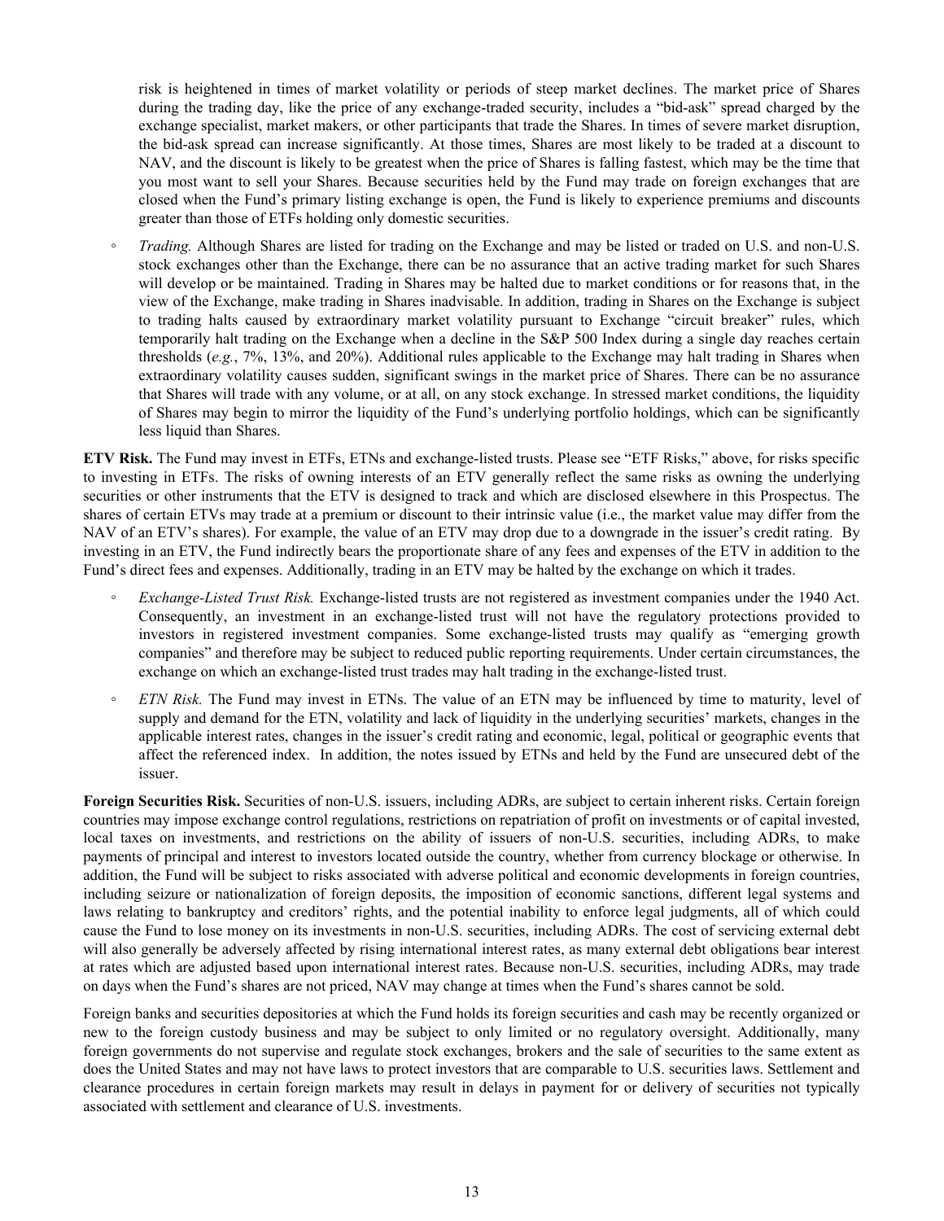risk is heightened in times of market volatility or periods of steep market declines. The market price of Shares during the trading day, like the price of any exchange-traded security, includes a "bid-ask" spread charged by the exchange specialist, market makers, or other participants that trade the Shares. In times of severe market disruption, the bid-ask spread can increase significantly. At those times, Shares are most likely to be traded at a discount to NAV, and the discount is likely to be greatest when the price of Shares is falling fastest, which may be the time that you most want to sell your Shares. Because securities held by the Fund may trade on foreign exchanges that are closed when the Fund's primary listing exchange is open, the Fund is likely to experience premiums and discounts greater than those of ETFs holding only domestic securities.

- *Trading.* Although Shares are listed for trading on the Exchange and may be listed or traded on U.S. and non-U.S. stock exchanges other than the Exchange, there can be no assurance that an active trading market for such Shares will develop or be maintained. Trading in Shares may be halted due to market conditions or for reasons that, in the view of the Exchange, make trading in Shares inadvisable. In addition, trading in Shares on the Exchange is subject to trading halts caused by extraordinary market volatility pursuant to Exchange "circuit breaker" rules, which temporarily halt trading on the Exchange when a decline in the S&P 500 Index during a single day reaches certain thresholds (*e.g.*, 7%, 13%, and 20%). Additional rules applicable to the Exchange may halt trading in Shares when extraordinary volatility causes sudden, significant swings in the market price of Shares. There can be no assurance that Shares will trade with any volume, or at all, on any stock exchange. In stressed market conditions, the liquidity of Shares may begin to mirror the liquidity of the Fund's underlying portfolio holdings, which can be significantly less liquid than Shares.

**ETV Risk.** The Fund may invest in ETFs, ETNs and exchange-listed trusts. Please see "ETF Risks," above, for risks specific to investing in ETFs. The risks of owning interests of an ETV generally reflect the same risks as owning the underlying securities or other instruments that the ETV is designed to track and which are disclosed elsewhere in this Prospectus. The shares of certain ETVs may trade at a premium or discount to their intrinsic value (i.e., the market value may differ from the NAV of an ETV's shares). For example, the value of an ETV may drop due to a downgrade in the issuer's credit rating. By investing in an ETV, the Fund indirectly bears the proportionate share of any fees and expenses of the ETV in addition to the Fund's direct fees and expenses. Additionally, trading in an ETV may be halted by the exchange on which it trades.

- *Exchange-Listed Trust Risk.* Exchange-listed trusts are not registered as investment companies under the 1940 Act. Consequently, an investment in an exchange-listed trust will not have the regulatory protections provided to investors in registered investment companies. Some exchange-listed trusts may qualify as "emerging growth companies" and therefore may be subject to reduced public reporting requirements. Under certain circumstances, the exchange on which an exchange-listed trust trades may halt trading in the exchange-listed trust.
- *ETN Risk.* The Fund may invest in ETNs. The value of an ETN may be influenced by time to maturity, level of supply and demand for the ETN, volatility and lack of liquidity in the underlying securities' markets, changes in the applicable interest rates, changes in the issuer's credit rating and economic, legal, political or geographic events that affect the referenced index. In addition, the notes issued by ETNs and held by the Fund are unsecured debt of the issuer.

**Foreign Securities Risk.** Securities of non-U.S. issuers, including ADRs, are subject to certain inherent risks. Certain foreign countries may impose exchange control regulations, restrictions on repatriation of profit on investments or of capital invested, local taxes on investments, and restrictions on the ability of issuers of non-U.S. securities, including ADRs, to make payments of principal and interest to investors located outside the country, whether from currency blockage or otherwise. In addition, the Fund will be subject to risks associated with adverse political and economic developments in foreign countries, including seizure or nationalization of foreign deposits, the imposition of economic sanctions, different legal systems and laws relating to bankruptcy and creditors' rights, and the potential inability to enforce legal judgments, all of which could cause the Fund to lose money on its investments in non-U.S. securities, including ADRs. The cost of servicing external debt will also generally be adversely affected by rising international interest rates, as many external debt obligations bear interest at rates which are adjusted based upon international interest rates. Because non-U.S. securities, including ADRs, may trade on days when the Fund's shares are not priced, NAV may change at times when the Fund's shares cannot be sold.

Foreign banks and securities depositories at which the Fund holds its foreign securities and cash may be recently organized or new to the foreign custody business and may be subject to only limited or no regulatory oversight. Additionally, many foreign governments do not supervise and regulate stock exchanges, brokers and the sale of securities to the same extent as does the United States and may not have laws to protect investors that are comparable to U.S. securities laws. Settlement and clearance procedures in certain foreign markets may result in delays in payment for or delivery of securities not typically associated with settlement and clearance of U.S. investments.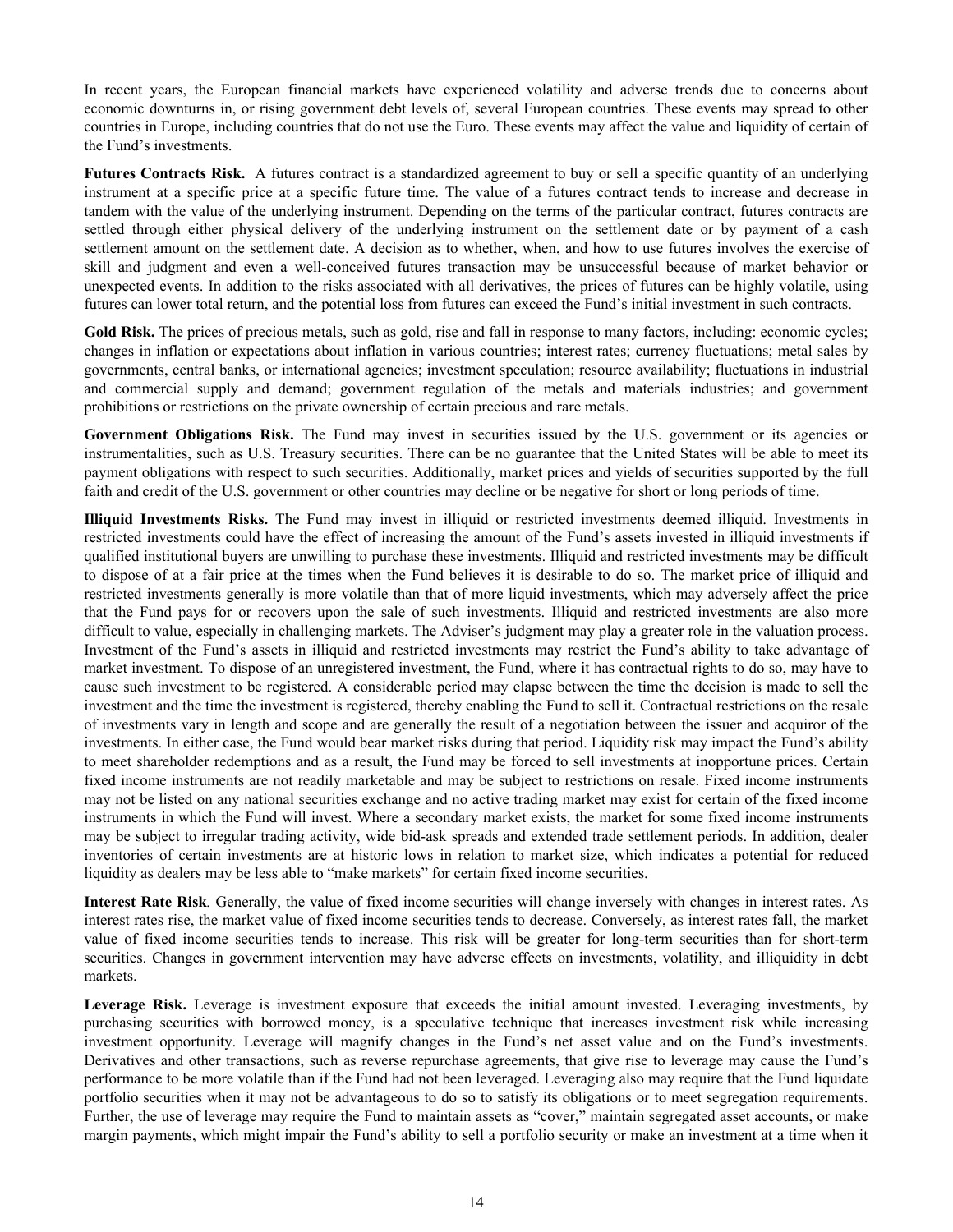In recent years, the European financial markets have experienced volatility and adverse trends due to concerns about economic downturns in, or rising government debt levels of, several European countries. These events may spread to other countries in Europe, including countries that do not use the Euro. These events may affect the value and liquidity of certain of the Fund's investments.

**Futures Contracts Risk.** A futures contract is a standardized agreement to buy or sell a specific quantity of an underlying instrument at a specific price at a specific future time. The value of a futures contract tends to increase and decrease in tandem with the value of the underlying instrument. Depending on the terms of the particular contract, futures contracts are settled through either physical delivery of the underlying instrument on the settlement date or by payment of a cash settlement amount on the settlement date. A decision as to whether, when, and how to use futures involves the exercise of skill and judgment and even a well-conceived futures transaction may be unsuccessful because of market behavior or unexpected events. In addition to the risks associated with all derivatives, the prices of futures can be highly volatile, using futures can lower total return, and the potential loss from futures can exceed the Fund's initial investment in such contracts.

**Gold Risk.** The prices of precious metals, such as gold, rise and fall in response to many factors, including: economic cycles; changes in inflation or expectations about inflation in various countries; interest rates; currency fluctuations; metal sales by governments, central banks, or international agencies; investment speculation; resource availability; fluctuations in industrial and commercial supply and demand; government regulation of the metals and materials industries; and government prohibitions or restrictions on the private ownership of certain precious and rare metals.

**Government Obligations Risk.** The Fund may invest in securities issued by the U.S. government or its agencies or instrumentalities, such as U.S. Treasury securities. There can be no guarantee that the United States will be able to meet its payment obligations with respect to such securities. Additionally, market prices and yields of securities supported by the full faith and credit of the U.S. government or other countries may decline or be negative for short or long periods of time.

**Illiquid Investments Risks.** The Fund may invest in illiquid or restricted investments deemed illiquid. Investments in restricted investments could have the effect of increasing the amount of the Fund's assets invested in illiquid investments if qualified institutional buyers are unwilling to purchase these investments. Illiquid and restricted investments may be difficult to dispose of at a fair price at the times when the Fund believes it is desirable to do so. The market price of illiquid and restricted investments generally is more volatile than that of more liquid investments, which may adversely affect the price that the Fund pays for or recovers upon the sale of such investments. Illiquid and restricted investments are also more difficult to value, especially in challenging markets. The Adviser's judgment may play a greater role in the valuation process. Investment of the Fund's assets in illiquid and restricted investments may restrict the Fund's ability to take advantage of market investment. To dispose of an unregistered investment, the Fund, where it has contractual rights to do so, may have to cause such investment to be registered. A considerable period may elapse between the time the decision is made to sell the investment and the time the investment is registered, thereby enabling the Fund to sell it. Contractual restrictions on the resale of investments vary in length and scope and are generally the result of a negotiation between the issuer and acquiror of the investments. In either case, the Fund would bear market risks during that period. Liquidity risk may impact the Fund's ability to meet shareholder redemptions and as a result, the Fund may be forced to sell investments at inopportune prices. Certain fixed income instruments are not readily marketable and may be subject to restrictions on resale. Fixed income instruments may not be listed on any national securities exchange and no active trading market may exist for certain of the fixed income instruments in which the Fund will invest. Where a secondary market exists, the market for some fixed income instruments may be subject to irregular trading activity, wide bid-ask spreads and extended trade settlement periods. In addition, dealer inventories of certain investments are at historic lows in relation to market size, which indicates a potential for reduced liquidity as dealers may be less able to "make markets" for certain fixed income securities.

**Interest Rate Risk***.* Generally, the value of fixed income securities will change inversely with changes in interest rates. As interest rates rise, the market value of fixed income securities tends to decrease. Conversely, as interest rates fall, the market value of fixed income securities tends to increase. This risk will be greater for long-term securities than for short-term securities. Changes in government intervention may have adverse effects on investments, volatility, and illiquidity in debt markets.

**Leverage Risk.** Leverage is investment exposure that exceeds the initial amount invested. Leveraging investments, by purchasing securities with borrowed money, is a speculative technique that increases investment risk while increasing investment opportunity. Leverage will magnify changes in the Fund's net asset value and on the Fund's investments. Derivatives and other transactions, such as reverse repurchase agreements, that give rise to leverage may cause the Fund's performance to be more volatile than if the Fund had not been leveraged. Leveraging also may require that the Fund liquidate portfolio securities when it may not be advantageous to do so to satisfy its obligations or to meet segregation requirements. Further, the use of leverage may require the Fund to maintain assets as "cover," maintain segregated asset accounts, or make margin payments, which might impair the Fund's ability to sell a portfolio security or make an investment at a time when it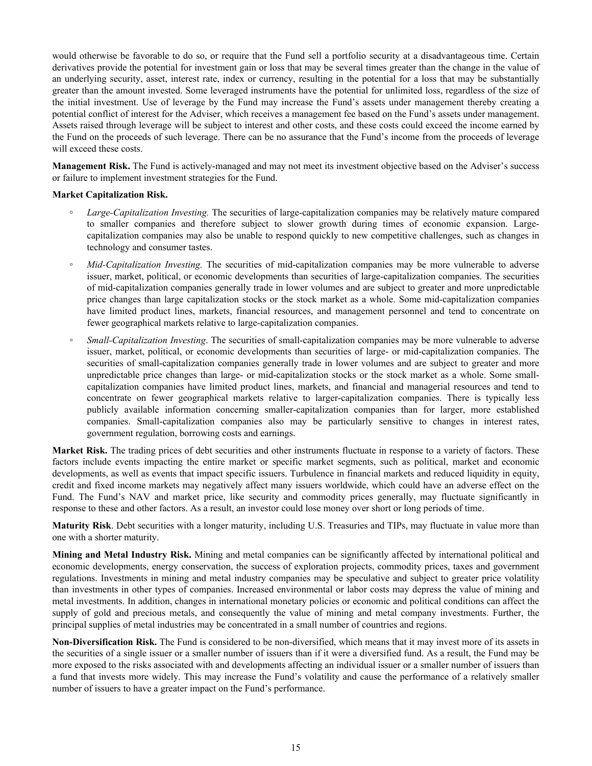would otherwise be favorable to do so, or require that the Fund sell a portfolio security at a disadvantageous time. Certain derivatives provide the potential for investment gain or loss that may be several times greater than the change in the value of an underlying security, asset, interest rate, index or currency, resulting in the potential for a loss that may be substantially greater than the amount invested. Some leveraged instruments have the potential for unlimited loss, regardless of the size of the initial investment. Use of leverage by the Fund may increase the Fund's assets under management thereby creating a potential conflict of interest for the Adviser, which receives a management fee based on the Fund's assets under management. Assets raised through leverage will be subject to interest and other costs, and these costs could exceed the income earned by the Fund on the proceeds of such leverage. There can be no assurance that the Fund's income from the proceeds of leverage will exceed these costs.

**Management Risk.** The Fund is actively-managed and may not meet its investment objective based on the Adviser's success or failure to implement investment strategies for the Fund.

**Market Capitalization Risk.**

- *Large-Capitalization Investing.* The securities of large-capitalization companies may be relatively mature compared to smaller companies and therefore subject to slower growth during times of economic expansion. Large-capitalization companies may also be unable to respond quickly to new competitive challenges, such as changes in technology and consumer tastes.
- *Mid-Capitalization Investing.* The securities of mid-capitalization companies may be more vulnerable to adverse issuer, market, political, or economic developments than securities of large-capitalization companies. The securities of mid-capitalization companies generally trade in lower volumes and are subject to greater and more unpredictable price changes than large capitalization stocks or the stock market as a whole. Some mid-capitalization companies have limited product lines, markets, financial resources, and management personnel and tend to concentrate on fewer geographical markets relative to large-capitalization companies.
- *Small-Capitalization Investing*. The securities of small-capitalization companies may be more vulnerable to adverse issuer, market, political, or economic developments than securities of large- or mid-capitalization companies. The securities of small-capitalization companies generally trade in lower volumes and are subject to greater and more unpredictable price changes than large- or mid-capitalization stocks or the stock market as a whole. Some small-capitalization companies have limited product lines, markets, and financial and managerial resources and tend to concentrate on fewer geographical markets relative to larger-capitalization companies. There is typically less publicly available information concerning smaller-capitalization companies than for larger, more established companies. Small-capitalization companies also may be particularly sensitive to changes in interest rates, government regulation, borrowing costs and earnings.

**Market Risk.** The trading prices of debt securities and other instruments fluctuate in response to a variety of factors. These factors include events impacting the entire market or specific market segments, such as political, market and economic developments, as well as events that impact specific issuers. Turbulence in financial markets and reduced liquidity in equity, credit and fixed income markets may negatively affect many issuers worldwide, which could have an adverse effect on the Fund. The Fund's NAV and market price, like security and commodity prices generally, may fluctuate significantly in response to these and other factors. As a result, an investor could lose money over short or long periods of time.

**Maturity Risk**. Debt securities with a longer maturity, including U.S. Treasuries and TIPs, may fluctuate in value more than one with a shorter maturity.

**Mining and Metal Industry Risk.** Mining and metal companies can be significantly affected by international political and economic developments, energy conservation, the success of exploration projects, commodity prices, taxes and government regulations. Investments in mining and metal industry companies may be speculative and subject to greater price volatility than investments in other types of companies. Increased environmental or labor costs may depress the value of mining and metal investments. In addition, changes in international monetary policies or economic and political conditions can affect the supply of gold and precious metals, and consequently the value of mining and metal company investments. Further, the principal supplies of metal industries may be concentrated in a small number of countries and regions.

**Non-Diversification Risk.** The Fund is considered to be non-diversified, which means that it may invest more of its assets in the securities of a single issuer or a smaller number of issuers than if it were a diversified fund. As a result, the Fund may be more exposed to the risks associated with and developments affecting an individual issuer or a smaller number of issuers than a fund that invests more widely. This may increase the Fund's volatility and cause the performance of a relatively smaller number of issuers to have a greater impact on the Fund's performance.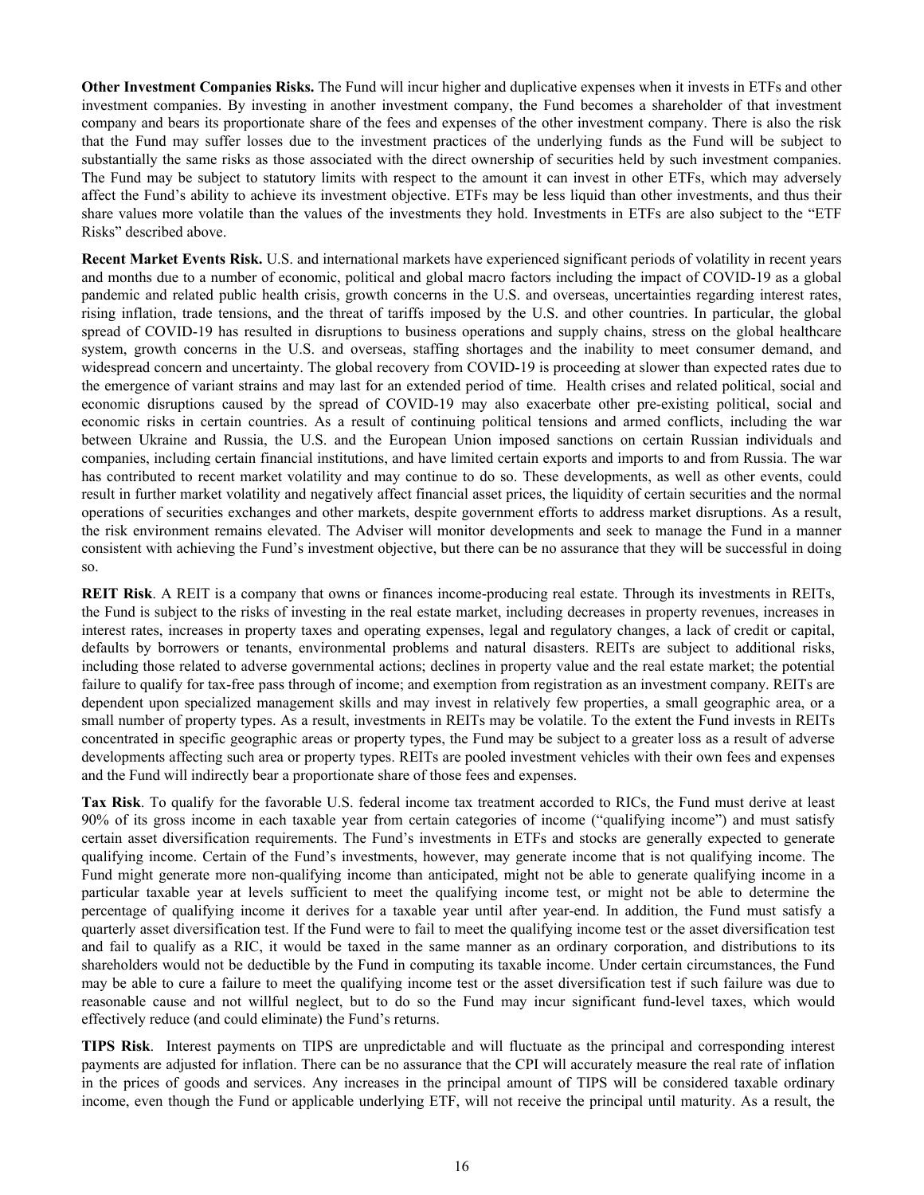**Other Investment Companies Risks.** The Fund will incur higher and duplicative expenses when it invests in ETFs and other investment companies. By investing in another investment company, the Fund becomes a shareholder of that investment company and bears its proportionate share of the fees and expenses of the other investment company. There is also the risk that the Fund may suffer losses due to the investment practices of the underlying funds as the Fund will be subject to substantially the same risks as those associated with the direct ownership of securities held by such investment companies. The Fund may be subject to statutory limits with respect to the amount it can invest in other ETFs, which may adversely affect the Fund's ability to achieve its investment objective. ETFs may be less liquid than other investments, and thus their share values more volatile than the values of the investments they hold. Investments in ETFs are also subject to the "ETF Risks" described above.

**Recent Market Events Risk.** U.S. and international markets have experienced significant periods of volatility in recent years and months due to a number of economic, political and global macro factors including the impact of COVID-19 as a global pandemic and related public health crisis, growth concerns in the U.S. and overseas, uncertainties regarding interest rates, rising inflation, trade tensions, and the threat of tariffs imposed by the U.S. and other countries. In particular, the global spread of COVID-19 has resulted in disruptions to business operations and supply chains, stress on the global healthcare system, growth concerns in the U.S. and overseas, staffing shortages and the inability to meet consumer demand, and widespread concern and uncertainty. The global recovery from COVID-19 is proceeding at slower than expected rates due to the emergence of variant strains and may last for an extended period of time. Health crises and related political, social and economic disruptions caused by the spread of COVID-19 may also exacerbate other pre-existing political, social and economic risks in certain countries. As a result of continuing political tensions and armed conflicts, including the war between Ukraine and Russia, the U.S. and the European Union imposed sanctions on certain Russian individuals and companies, including certain financial institutions, and have limited certain exports and imports to and from Russia. The war has contributed to recent market volatility and may continue to do so. These developments, as well as other events, could result in further market volatility and negatively affect financial asset prices, the liquidity of certain securities and the normal operations of securities exchanges and other markets, despite government efforts to address market disruptions. As a result, the risk environment remains elevated. The Adviser will monitor developments and seek to manage the Fund in a manner consistent with achieving the Fund's investment objective, but there can be no assurance that they will be successful in doing so.

**REIT Risk**. A REIT is a company that owns or finances income-producing real estate. Through its investments in REITs, the Fund is subject to the risks of investing in the real estate market, including decreases in property revenues, increases in interest rates, increases in property taxes and operating expenses, legal and regulatory changes, a lack of credit or capital, defaults by borrowers or tenants, environmental problems and natural disasters. REITs are subject to additional risks, including those related to adverse governmental actions; declines in property value and the real estate market; the potential failure to qualify for tax-free pass through of income; and exemption from registration as an investment company. REITs are dependent upon specialized management skills and may invest in relatively few properties, a small geographic area, or a small number of property types. As a result, investments in REITs may be volatile. To the extent the Fund invests in REITs concentrated in specific geographic areas or property types, the Fund may be subject to a greater loss as a result of adverse developments affecting such area or property types. REITs are pooled investment vehicles with their own fees and expenses and the Fund will indirectly bear a proportionate share of those fees and expenses.

**Tax Risk**. To qualify for the favorable U.S. federal income tax treatment accorded to RICs, the Fund must derive at least 90% of its gross income in each taxable year from certain categories of income ("qualifying income") and must satisfy certain asset diversification requirements. The Fund's investments in ETFs and stocks are generally expected to generate qualifying income. Certain of the Fund's investments, however, may generate income that is not qualifying income. The Fund might generate more non-qualifying income than anticipated, might not be able to generate qualifying income in a particular taxable year at levels sufficient to meet the qualifying income test, or might not be able to determine the percentage of qualifying income it derives for a taxable year until after year-end. In addition, the Fund must satisfy a quarterly asset diversification test. If the Fund were to fail to meet the qualifying income test or the asset diversification test and fail to qualify as a RIC, it would be taxed in the same manner as an ordinary corporation, and distributions to its shareholders would not be deductible by the Fund in computing its taxable income. Under certain circumstances, the Fund may be able to cure a failure to meet the qualifying income test or the asset diversification test if such failure was due to reasonable cause and not willful neglect, but to do so the Fund may incur significant fund-level taxes, which would effectively reduce (and could eliminate) the Fund's returns.

**TIPS Risk**. Interest payments on TIPS are unpredictable and will fluctuate as the principal and corresponding interest payments are adjusted for inflation. There can be no assurance that the CPI will accurately measure the real rate of inflation in the prices of goods and services. Any increases in the principal amount of TIPS will be considered taxable ordinary income, even though the Fund or applicable underlying ETF, will not receive the principal until maturity. As a result, the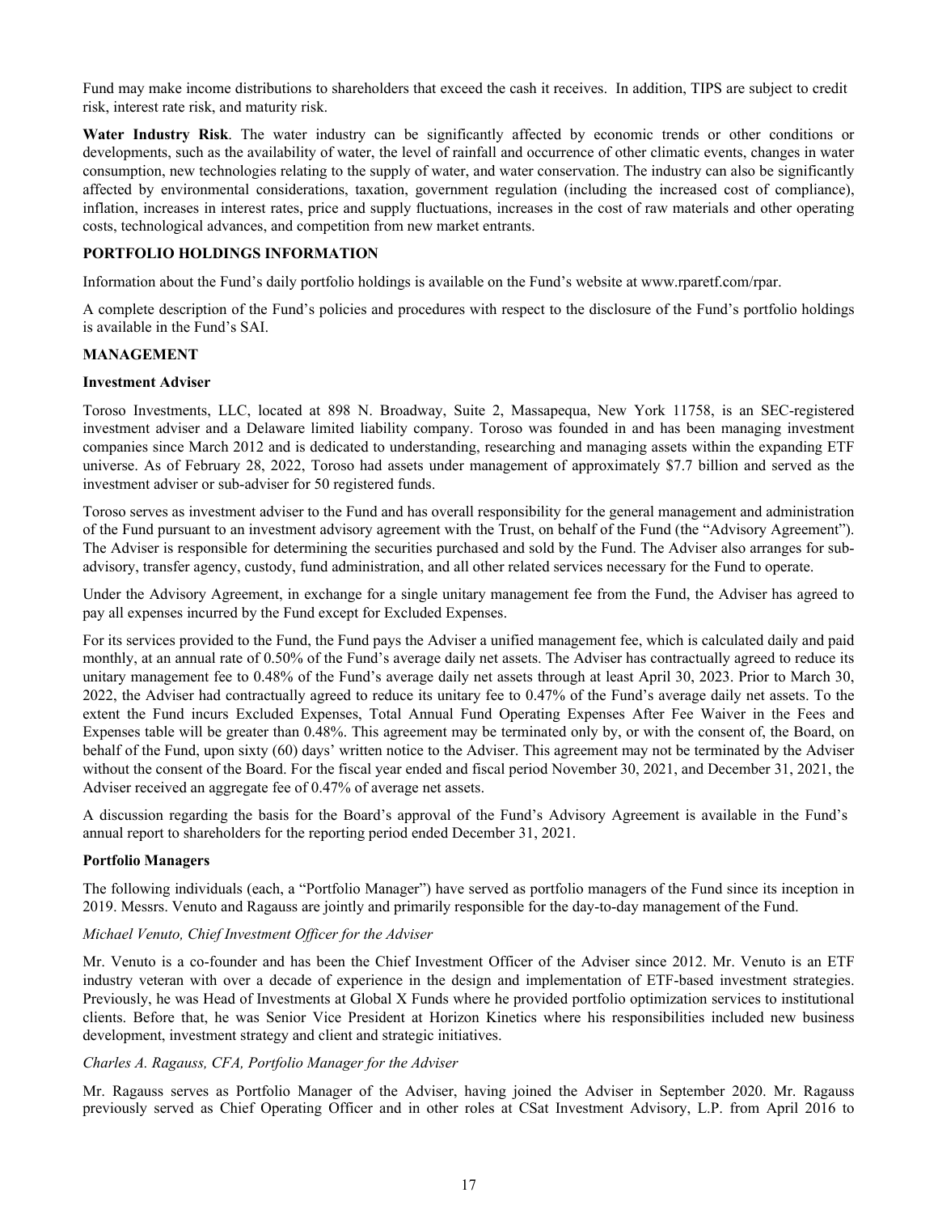Fund may make income distributions to shareholders that exceed the cash it receives. In addition, TIPS are subject to credit risk, interest rate risk, and maturity risk.

**Water Industry Risk**. The water industry can be significantly affected by economic trends or other conditions or developments, such as the availability of water, the level of rainfall and occurrence of other climatic events, changes in water consumption, new technologies relating to the supply of water, and water conservation. The industry can also be significantly affected by environmental considerations, taxation, government regulation (including the increased cost of compliance), inflation, increases in interest rates, price and supply fluctuations, increases in the cost of raw materials and other operating costs, technological advances, and competition from new market entrants.

## PORTFOLIO HOLDINGS INFORMATION

Information about the Fund's daily portfolio holdings is available on the Fund's website at www.rparetf.com/rpar.

A complete description of the Fund's policies and procedures with respect to the disclosure of the Fund's portfolio holdings is available in the Fund's SAI.

## MANAGEMENT

### Investment Adviser

Toroso Investments, LLC, located at 898 N. Broadway, Suite 2, Massapequa, New York 11758, is an SEC-registered investment adviser and a Delaware limited liability company. Toroso was founded in and has been managing investment companies since March 2012 and is dedicated to understanding, researching and managing assets within the expanding ETF universe. As of February 28, 2022, Toroso had assets under management of approximately $7.7 billion and served as the investment adviser or sub-adviser for 50 registered funds.

Toroso serves as investment adviser to the Fund and has overall responsibility for the general management and administration of the Fund pursuant to an investment advisory agreement with the Trust, on behalf of the Fund (the "Advisory Agreement"). The Adviser is responsible for determining the securities purchased and sold by the Fund. The Adviser also arranges for sub-advisory, transfer agency, custody, fund administration, and all other related services necessary for the Fund to operate.

Under the Advisory Agreement, in exchange for a single unitary management fee from the Fund, the Adviser has agreed to pay all expenses incurred by the Fund except for Excluded Expenses.

For its services provided to the Fund, the Fund pays the Adviser a unified management fee, which is calculated daily and paid monthly, at an annual rate of 0.50% of the Fund's average daily net assets. The Adviser has contractually agreed to reduce its unitary management fee to 0.48% of the Fund's average daily net assets through at least April 30, 2023. Prior to March 30, 2022, the Adviser had contractually agreed to reduce its unitary fee to 0.47% of the Fund's average daily net assets. To the extent the Fund incurs Excluded Expenses, Total Annual Fund Operating Expenses After Fee Waiver in the Fees and Expenses table will be greater than 0.48%. This agreement may be terminated only by, or with the consent of, the Board, on behalf of the Fund, upon sixty (60) days' written notice to the Adviser. This agreement may not be terminated by the Adviser without the consent of the Board. For the fiscal year ended and fiscal period November 30, 2021, and December 31, 2021, the Adviser received an aggregate fee of 0.47% of average net assets.

A discussion regarding the basis for the Board's approval of the Fund's Advisory Agreement is available in the Fund's annual report to shareholders for the reporting period ended December 31, 2021.

### Portfolio Managers

The following individuals (each, a "Portfolio Manager") have served as portfolio managers of the Fund since its inception in 2019. Messrs. Venuto and Ragauss are jointly and primarily responsible for the day-to-day management of the Fund.

*Michael Venuto, Chief Investment Officer for the Adviser*

Mr. Venuto is a co-founder and has been the Chief Investment Officer of the Adviser since 2012. Mr. Venuto is an ETF industry veteran with over a decade of experience in the design and implementation of ETF-based investment strategies. Previously, he was Head of Investments at Global X Funds where he provided portfolio optimization services to institutional clients. Before that, he was Senior Vice President at Horizon Kinetics where his responsibilities included new business development, investment strategy and client and strategic initiatives.

*Charles A. Ragauss, CFA, Portfolio Manager for the Adviser*

Mr. Ragauss serves as Portfolio Manager of the Adviser, having joined the Adviser in September 2020. Mr. Ragauss previously served as Chief Operating Officer and in other roles at CSat Investment Advisory, L.P. from April 2016 to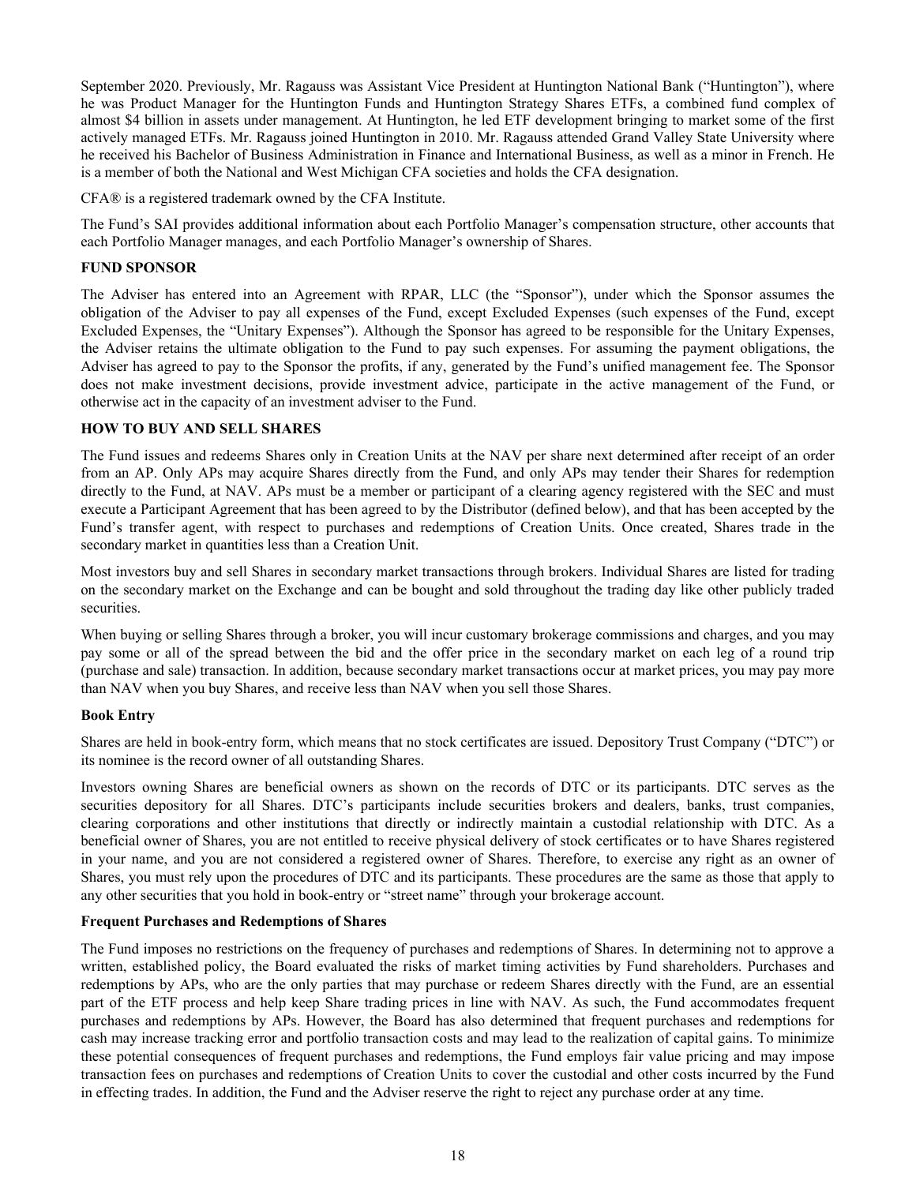September 2020. Previously, Mr. Ragauss was Assistant Vice President at Huntington National Bank ("Huntington"), where he was Product Manager for the Huntington Funds and Huntington Strategy Shares ETFs, a combined fund complex of almost $4 billion in assets under management. At Huntington, he led ETF development bringing to market some of the first actively managed ETFs. Mr. Ragauss joined Huntington in 2010. Mr. Ragauss attended Grand Valley State University where he received his Bachelor of Business Administration in Finance and International Business, as well as a minor in French. He is a member of both the National and West Michigan CFA societies and holds the CFA designation.

CFA® is a registered trademark owned by the CFA Institute.

The Fund's SAI provides additional information about each Portfolio Manager's compensation structure, other accounts that each Portfolio Manager manages, and each Portfolio Manager's ownership of Shares.

## FUND SPONSOR

The Adviser has entered into an Agreement with RPAR, LLC (the "Sponsor"), under which the Sponsor assumes the obligation of the Adviser to pay all expenses of the Fund, except Excluded Expenses (such expenses of the Fund, except Excluded Expenses, the "Unitary Expenses"). Although the Sponsor has agreed to be responsible for the Unitary Expenses, the Adviser retains the ultimate obligation to the Fund to pay such expenses. For assuming the payment obligations, the Adviser has agreed to pay to the Sponsor the profits, if any, generated by the Fund's unified management fee. The Sponsor does not make investment decisions, provide investment advice, participate in the active management of the Fund, or otherwise act in the capacity of an investment adviser to the Fund.

## HOW TO BUY AND SELL SHARES

The Fund issues and redeems Shares only in Creation Units at the NAV per share next determined after receipt of an order from an AP. Only APs may acquire Shares directly from the Fund, and only APs may tender their Shares for redemption directly to the Fund, at NAV. APs must be a member or participant of a clearing agency registered with the SEC and must execute a Participant Agreement that has been agreed to by the Distributor (defined below), and that has been accepted by the Fund's transfer agent, with respect to purchases and redemptions of Creation Units. Once created, Shares trade in the secondary market in quantities less than a Creation Unit.

Most investors buy and sell Shares in secondary market transactions through brokers. Individual Shares are listed for trading on the secondary market on the Exchange and can be bought and sold throughout the trading day like other publicly traded securities.

When buying or selling Shares through a broker, you will incur customary brokerage commissions and charges, and you may pay some or all of the spread between the bid and the offer price in the secondary market on each leg of a round trip (purchase and sale) transaction. In addition, because secondary market transactions occur at market prices, you may pay more than NAV when you buy Shares, and receive less than NAV when you sell those Shares.

### Book Entry

Shares are held in book-entry form, which means that no stock certificates are issued. Depository Trust Company ("DTC") or its nominee is the record owner of all outstanding Shares.

Investors owning Shares are beneficial owners as shown on the records of DTC or its participants. DTC serves as the securities depository for all Shares. DTC's participants include securities brokers and dealers, banks, trust companies, clearing corporations and other institutions that directly or indirectly maintain a custodial relationship with DTC. As a beneficial owner of Shares, you are not entitled to receive physical delivery of stock certificates or to have Shares registered in your name, and you are not considered a registered owner of Shares. Therefore, to exercise any right as an owner of Shares, you must rely upon the procedures of DTC and its participants. These procedures are the same as those that apply to any other securities that you hold in book-entry or "street name" through your brokerage account.

### Frequent Purchases and Redemptions of Shares

The Fund imposes no restrictions on the frequency of purchases and redemptions of Shares. In determining not to approve a written, established policy, the Board evaluated the risks of market timing activities by Fund shareholders. Purchases and redemptions by APs, who are the only parties that may purchase or redeem Shares directly with the Fund, are an essential part of the ETF process and help keep Share trading prices in line with NAV. As such, the Fund accommodates frequent purchases and redemptions by APs. However, the Board has also determined that frequent purchases and redemptions for cash may increase tracking error and portfolio transaction costs and may lead to the realization of capital gains. To minimize these potential consequences of frequent purchases and redemptions, the Fund employs fair value pricing and may impose transaction fees on purchases and redemptions of Creation Units to cover the custodial and other costs incurred by the Fund in effecting trades. In addition, the Fund and the Adviser reserve the right to reject any purchase order at any time.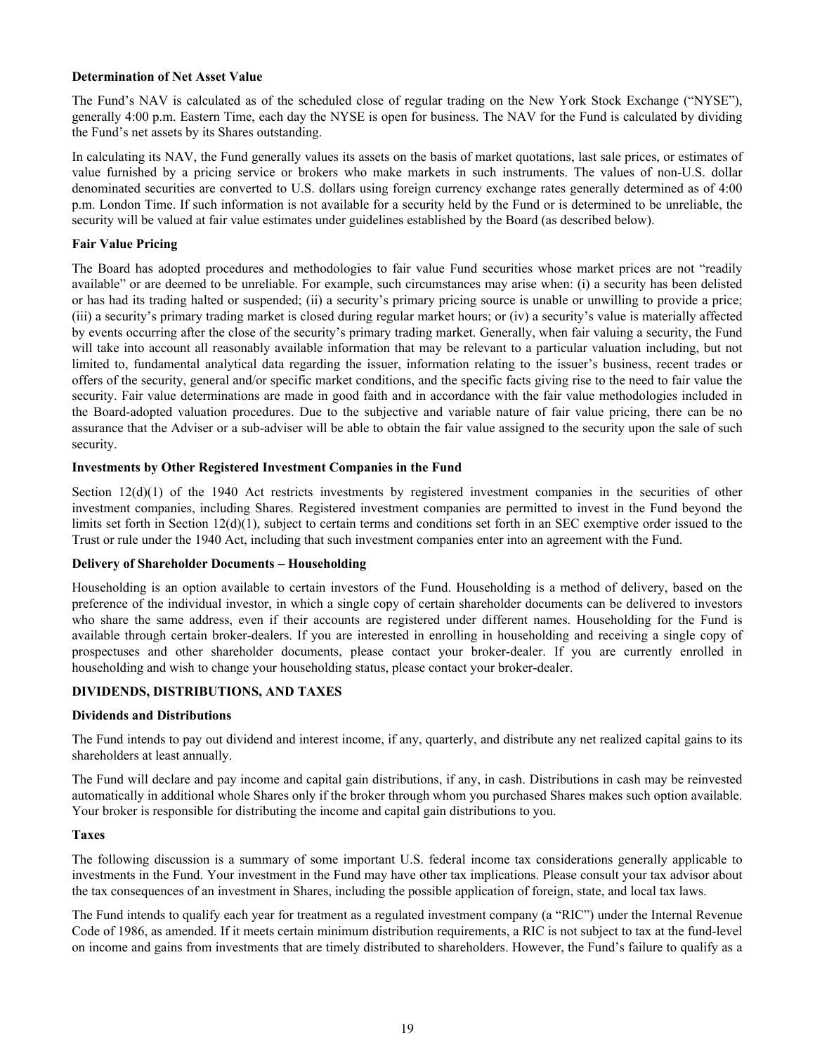**Determination of Net Asset Value**

The Fund's NAV is calculated as of the scheduled close of regular trading on the New York Stock Exchange ("NYSE"), generally 4:00 p.m. Eastern Time, each day the NYSE is open for business. The NAV for the Fund is calculated by dividing the Fund's net assets by its Shares outstanding.

In calculating its NAV, the Fund generally values its assets on the basis of market quotations, last sale prices, or estimates of value furnished by a pricing service or brokers who make markets in such instruments. The values of non-U.S. dollar denominated securities are converted to U.S. dollars using foreign currency exchange rates generally determined as of 4:00 p.m. London Time. If such information is not available for a security held by the Fund or is determined to be unreliable, the security will be valued at fair value estimates under guidelines established by the Board (as described below).

**Fair Value Pricing**

The Board has adopted procedures and methodologies to fair value Fund securities whose market prices are not "readily available" or are deemed to be unreliable. For example, such circumstances may arise when: (i) a security has been delisted or has had its trading halted or suspended; (ii) a security's primary pricing source is unable or unwilling to provide a price; (iii) a security's primary trading market is closed during regular market hours; or (iv) a security's value is materially affected by events occurring after the close of the security's primary trading market. Generally, when fair valuing a security, the Fund will take into account all reasonably available information that may be relevant to a particular valuation including, but not limited to, fundamental analytical data regarding the issuer, information relating to the issuer's business, recent trades or offers of the security, general and/or specific market conditions, and the specific facts giving rise to the need to fair value the security. Fair value determinations are made in good faith and in accordance with the fair value methodologies included in the Board-adopted valuation procedures. Due to the subjective and variable nature of fair value pricing, there can be no assurance that the Adviser or a sub-adviser will be able to obtain the fair value assigned to the security upon the sale of such security.

**Investments by Other Registered Investment Companies in the Fund**

Section 12(d)(1) of the 1940 Act restricts investments by registered investment companies in the securities of other investment companies, including Shares. Registered investment companies are permitted to invest in the Fund beyond the limits set forth in Section 12(d)(1), subject to certain terms and conditions set forth in an SEC exemptive order issued to the Trust or rule under the 1940 Act, including that such investment companies enter into an agreement with the Fund.

**Delivery of Shareholder Documents – Householding**

Householding is an option available to certain investors of the Fund. Householding is a method of delivery, based on the preference of the individual investor, in which a single copy of certain shareholder documents can be delivered to investors who share the same address, even if their accounts are registered under different names. Householding for the Fund is available through certain broker-dealers. If you are interested in enrolling in householding and receiving a single copy of prospectuses and other shareholder documents, please contact your broker-dealer. If you are currently enrolled in householding and wish to change your householding status, please contact your broker-dealer.

## DIVIDENDS, DISTRIBUTIONS, AND TAXES

**Dividends and Distributions**

The Fund intends to pay out dividend and interest income, if any, quarterly, and distribute any net realized capital gains to its shareholders at least annually.

The Fund will declare and pay income and capital gain distributions, if any, in cash. Distributions in cash may be reinvested automatically in additional whole Shares only if the broker through whom you purchased Shares makes such option available. Your broker is responsible for distributing the income and capital gain distributions to you.

**Taxes**

The following discussion is a summary of some important U.S. federal income tax considerations generally applicable to investments in the Fund. Your investment in the Fund may have other tax implications. Please consult your tax advisor about the tax consequences of an investment in Shares, including the possible application of foreign, state, and local tax laws.

The Fund intends to qualify each year for treatment as a regulated investment company (a "RIC") under the Internal Revenue Code of 1986, as amended. If it meets certain minimum distribution requirements, a RIC is not subject to tax at the fund-level on income and gains from investments that are timely distributed to shareholders. However, the Fund's failure to qualify as a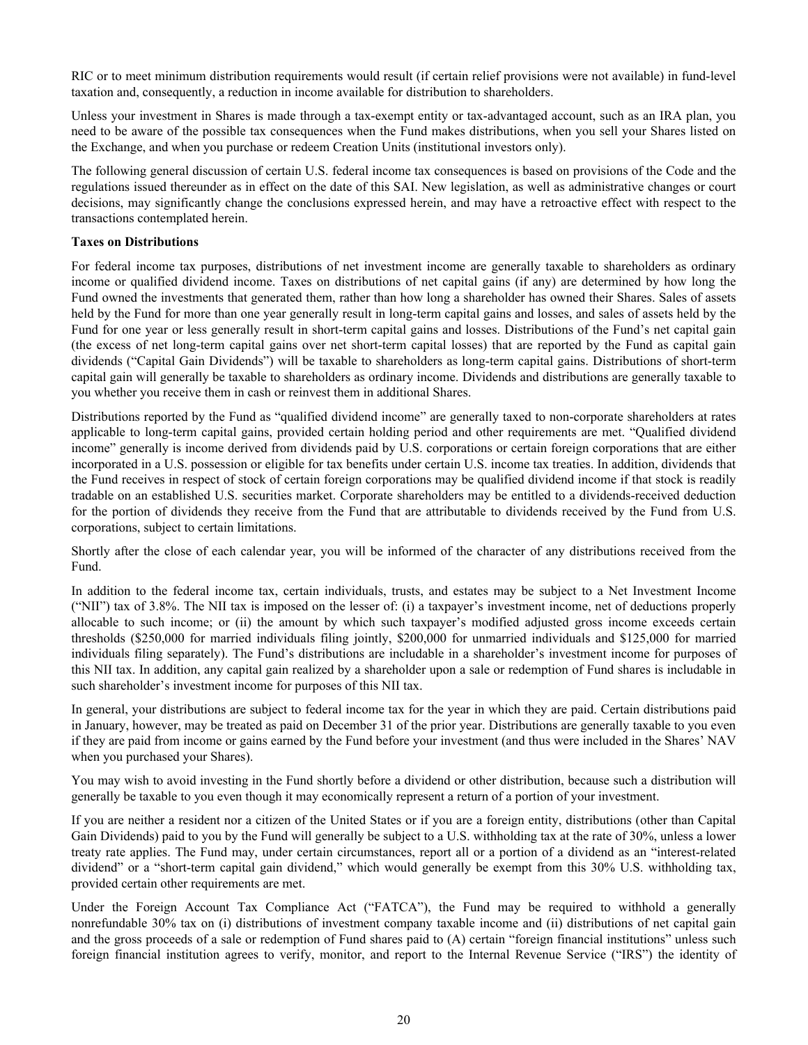RIC or to meet minimum distribution requirements would result (if certain relief provisions were not available) in fund-level taxation and, consequently, a reduction in income available for distribution to shareholders.

Unless your investment in Shares is made through a tax-exempt entity or tax-advantaged account, such as an IRA plan, you need to be aware of the possible tax consequences when the Fund makes distributions, when you sell your Shares listed on the Exchange, and when you purchase or redeem Creation Units (institutional investors only).

The following general discussion of certain U.S. federal income tax consequences is based on provisions of the Code and the regulations issued thereunder as in effect on the date of this SAI. New legislation, as well as administrative changes or court decisions, may significantly change the conclusions expressed herein, and may have a retroactive effect with respect to the transactions contemplated herein.

**Taxes on Distributions**

For federal income tax purposes, distributions of net investment income are generally taxable to shareholders as ordinary income or qualified dividend income. Taxes on distributions of net capital gains (if any) are determined by how long the Fund owned the investments that generated them, rather than how long a shareholder has owned their Shares. Sales of assets held by the Fund for more than one year generally result in long-term capital gains and losses, and sales of assets held by the Fund for one year or less generally result in short-term capital gains and losses. Distributions of the Fund's net capital gain (the excess of net long-term capital gains over net short-term capital losses) that are reported by the Fund as capital gain dividends ("Capital Gain Dividends") will be taxable to shareholders as long-term capital gains. Distributions of short-term capital gain will generally be taxable to shareholders as ordinary income. Dividends and distributions are generally taxable to you whether you receive them in cash or reinvest them in additional Shares.

Distributions reported by the Fund as "qualified dividend income" are generally taxed to non-corporate shareholders at rates applicable to long-term capital gains, provided certain holding period and other requirements are met. "Qualified dividend income" generally is income derived from dividends paid by U.S. corporations or certain foreign corporations that are either incorporated in a U.S. possession or eligible for tax benefits under certain U.S. income tax treaties. In addition, dividends that the Fund receives in respect of stock of certain foreign corporations may be qualified dividend income if that stock is readily tradable on an established U.S. securities market. Corporate shareholders may be entitled to a dividends-received deduction for the portion of dividends they receive from the Fund that are attributable to dividends received by the Fund from U.S. corporations, subject to certain limitations.

Shortly after the close of each calendar year, you will be informed of the character of any distributions received from the Fund.

In addition to the federal income tax, certain individuals, trusts, and estates may be subject to a Net Investment Income ("NII") tax of 3.8%. The NII tax is imposed on the lesser of: (i) a taxpayer's investment income, net of deductions properly allocable to such income; or (ii) the amount by which such taxpayer's modified adjusted gross income exceeds certain thresholds ($250,000 for married individuals filing jointly, $200,000 for unmarried individuals and $125,000 for married individuals filing separately). The Fund's distributions are includable in a shareholder's investment income for purposes of this NII tax. In addition, any capital gain realized by a shareholder upon a sale or redemption of Fund shares is includable in such shareholder's investment income for purposes of this NII tax.

In general, your distributions are subject to federal income tax for the year in which they are paid. Certain distributions paid in January, however, may be treated as paid on December 31 of the prior year. Distributions are generally taxable to you even if they are paid from income or gains earned by the Fund before your investment (and thus were included in the Shares' NAV when you purchased your Shares).

You may wish to avoid investing in the Fund shortly before a dividend or other distribution, because such a distribution will generally be taxable to you even though it may economically represent a return of a portion of your investment.

If you are neither a resident nor a citizen of the United States or if you are a foreign entity, distributions (other than Capital Gain Dividends) paid to you by the Fund will generally be subject to a U.S. withholding tax at the rate of 30%, unless a lower treaty rate applies. The Fund may, under certain circumstances, report all or a portion of a dividend as an "interest-related dividend" or a "short-term capital gain dividend," which would generally be exempt from this 30% U.S. withholding tax, provided certain other requirements are met.

Under the Foreign Account Tax Compliance Act ("FATCA"), the Fund may be required to withhold a generally nonrefundable 30% tax on (i) distributions of investment company taxable income and (ii) distributions of net capital gain and the gross proceeds of a sale or redemption of Fund shares paid to (A) certain "foreign financial institutions" unless such foreign financial institution agrees to verify, monitor, and report to the Internal Revenue Service ("IRS") the identity of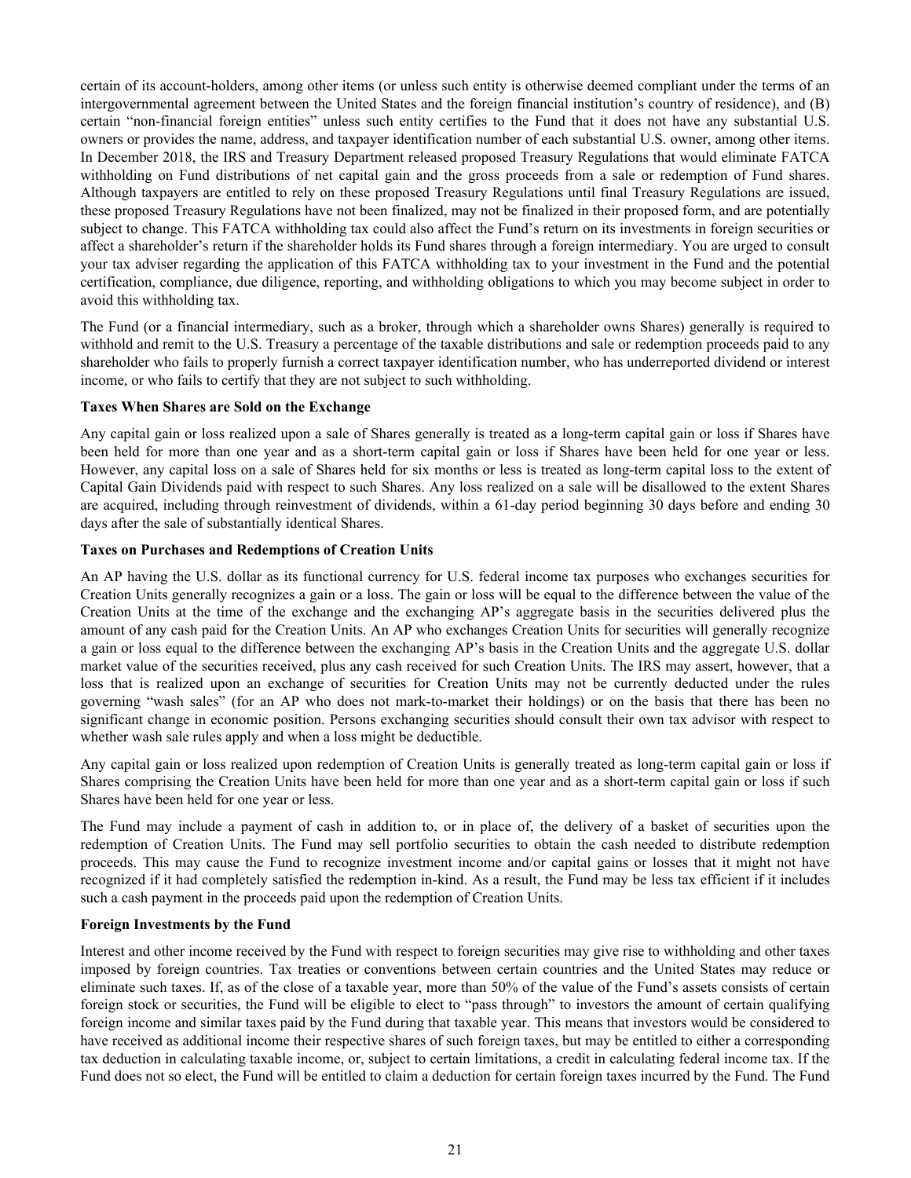certain of its account-holders, among other items (or unless such entity is otherwise deemed compliant under the terms of an intergovernmental agreement between the United States and the foreign financial institution's country of residence), and (B) certain "non-financial foreign entities" unless such entity certifies to the Fund that it does not have any substantial U.S. owners or provides the name, address, and taxpayer identification number of each substantial U.S. owner, among other items. In December 2018, the IRS and Treasury Department released proposed Treasury Regulations that would eliminate FATCA withholding on Fund distributions of net capital gain and the gross proceeds from a sale or redemption of Fund shares. Although taxpayers are entitled to rely on these proposed Treasury Regulations until final Treasury Regulations are issued, these proposed Treasury Regulations have not been finalized, may not be finalized in their proposed form, and are potentially subject to change. This FATCA withholding tax could also affect the Fund's return on its investments in foreign securities or affect a shareholder's return if the shareholder holds its Fund shares through a foreign intermediary. You are urged to consult your tax adviser regarding the application of this FATCA withholding tax to your investment in the Fund and the potential certification, compliance, due diligence, reporting, and withholding obligations to which you may become subject in order to avoid this withholding tax.

The Fund (or a financial intermediary, such as a broker, through which a shareholder owns Shares) generally is required to withhold and remit to the U.S. Treasury a percentage of the taxable distributions and sale or redemption proceeds paid to any shareholder who fails to properly furnish a correct taxpayer identification number, who has underreported dividend or interest income, or who fails to certify that they are not subject to such withholding.

**Taxes When Shares are Sold on the Exchange**

Any capital gain or loss realized upon a sale of Shares generally is treated as a long-term capital gain or loss if Shares have been held for more than one year and as a short-term capital gain or loss if Shares have been held for one year or less. However, any capital loss on a sale of Shares held for six months or less is treated as long-term capital loss to the extent of Capital Gain Dividends paid with respect to such Shares. Any loss realized on a sale will be disallowed to the extent Shares are acquired, including through reinvestment of dividends, within a 61-day period beginning 30 days before and ending 30 days after the sale of substantially identical Shares.

**Taxes on Purchases and Redemptions of Creation Units**

An AP having the U.S. dollar as its functional currency for U.S. federal income tax purposes who exchanges securities for Creation Units generally recognizes a gain or a loss. The gain or loss will be equal to the difference between the value of the Creation Units at the time of the exchange and the exchanging AP's aggregate basis in the securities delivered plus the amount of any cash paid for the Creation Units. An AP who exchanges Creation Units for securities will generally recognize a gain or loss equal to the difference between the exchanging AP's basis in the Creation Units and the aggregate U.S. dollar market value of the securities received, plus any cash received for such Creation Units. The IRS may assert, however, that a loss that is realized upon an exchange of securities for Creation Units may not be currently deducted under the rules governing "wash sales" (for an AP who does not mark-to-market their holdings) or on the basis that there has been no significant change in economic position. Persons exchanging securities should consult their own tax advisor with respect to whether wash sale rules apply and when a loss might be deductible.

Any capital gain or loss realized upon redemption of Creation Units is generally treated as long-term capital gain or loss if Shares comprising the Creation Units have been held for more than one year and as a short-term capital gain or loss if such Shares have been held for one year or less.

The Fund may include a payment of cash in addition to, or in place of, the delivery of a basket of securities upon the redemption of Creation Units. The Fund may sell portfolio securities to obtain the cash needed to distribute redemption proceeds. This may cause the Fund to recognize investment income and/or capital gains or losses that it might not have recognized if it had completely satisfied the redemption in-kind. As a result, the Fund may be less tax efficient if it includes such a cash payment in the proceeds paid upon the redemption of Creation Units.

**Foreign Investments by the Fund**

Interest and other income received by the Fund with respect to foreign securities may give rise to withholding and other taxes imposed by foreign countries. Tax treaties or conventions between certain countries and the United States may reduce or eliminate such taxes. If, as of the close of a taxable year, more than 50% of the value of the Fund's assets consists of certain foreign stock or securities, the Fund will be eligible to elect to "pass through" to investors the amount of certain qualifying foreign income and similar taxes paid by the Fund during that taxable year. This means that investors would be considered to have received as additional income their respective shares of such foreign taxes, but may be entitled to either a corresponding tax deduction in calculating taxable income, or, subject to certain limitations, a credit in calculating federal income tax. If the Fund does not so elect, the Fund will be entitled to claim a deduction for certain foreign taxes incurred by the Fund. The Fund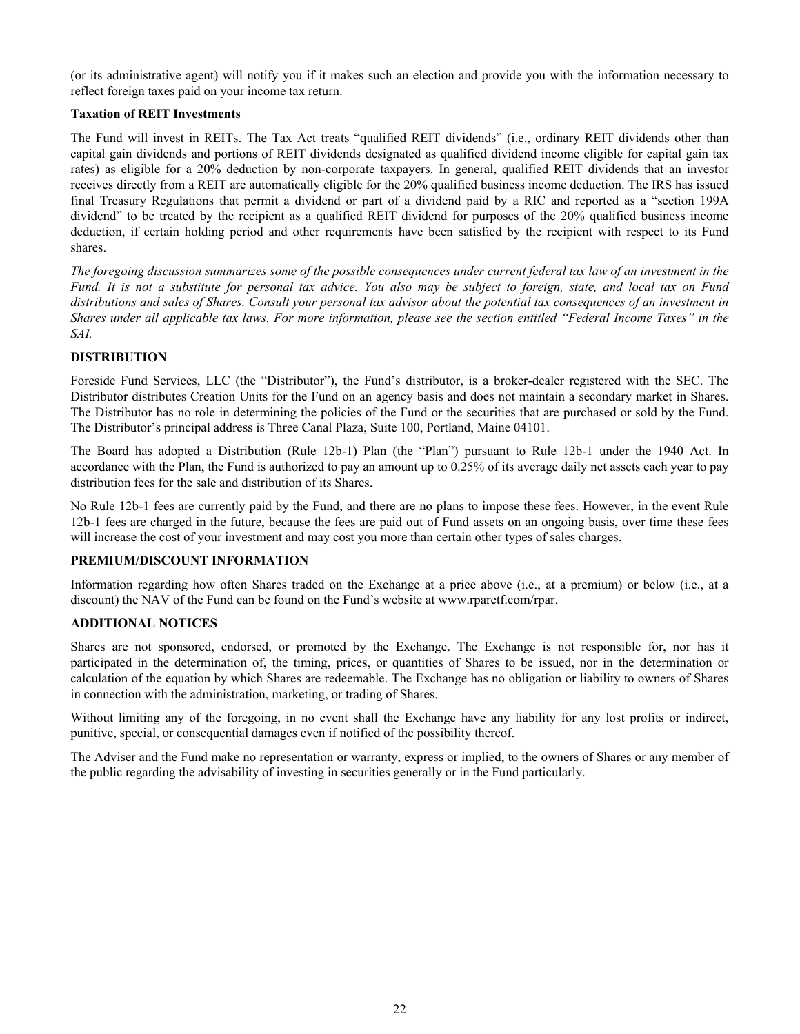(or its administrative agent) will notify you if it makes such an election and provide you with the information necessary to reflect foreign taxes paid on your income tax return.

**Taxation of REIT Investments**

The Fund will invest in REITs. The Tax Act treats "qualified REIT dividends" (i.e., ordinary REIT dividends other than capital gain dividends and portions of REIT dividends designated as qualified dividend income eligible for capital gain tax rates) as eligible for a 20% deduction by non-corporate taxpayers. In general, qualified REIT dividends that an investor receives directly from a REIT are automatically eligible for the 20% qualified business income deduction. The IRS has issued final Treasury Regulations that permit a dividend or part of a dividend paid by a RIC and reported as a "section 199A dividend" to be treated by the recipient as a qualified REIT dividend for purposes of the 20% qualified business income deduction, if certain holding period and other requirements have been satisfied by the recipient with respect to its Fund shares.

*The foregoing discussion summarizes some of the possible consequences under current federal tax law of an investment in the Fund. It is not a substitute for personal tax advice. You also may be subject to foreign, state, and local tax on Fund distributions and sales of Shares. Consult your personal tax advisor about the potential tax consequences of an investment in Shares under all applicable tax laws. For more information, please see the section entitled "Federal Income Taxes" in the SAI.*

## DISTRIBUTION

Foreside Fund Services, LLC (the "Distributor"), the Fund's distributor, is a broker-dealer registered with the SEC. The Distributor distributes Creation Units for the Fund on an agency basis and does not maintain a secondary market in Shares. The Distributor has no role in determining the policies of the Fund or the securities that are purchased or sold by the Fund. The Distributor's principal address is Three Canal Plaza, Suite 100, Portland, Maine 04101.

The Board has adopted a Distribution (Rule 12b-1) Plan (the "Plan") pursuant to Rule 12b-1 under the 1940 Act. In accordance with the Plan, the Fund is authorized to pay an amount up to 0.25% of its average daily net assets each year to pay distribution fees for the sale and distribution of its Shares.

No Rule 12b-1 fees are currently paid by the Fund, and there are no plans to impose these fees. However, in the event Rule 12b-1 fees are charged in the future, because the fees are paid out of Fund assets on an ongoing basis, over time these fees will increase the cost of your investment and may cost you more than certain other types of sales charges.

## PREMIUM/DISCOUNT INFORMATION

Information regarding how often Shares traded on the Exchange at a price above (i.e., at a premium) or below (i.e., at a discount) the NAV of the Fund can be found on the Fund's website at www.rparetf.com/rpar.

## ADDITIONAL NOTICES

Shares are not sponsored, endorsed, or promoted by the Exchange. The Exchange is not responsible for, nor has it participated in the determination of, the timing, prices, or quantities of Shares to be issued, nor in the determination or calculation of the equation by which Shares are redeemable. The Exchange has no obligation or liability to owners of Shares in connection with the administration, marketing, or trading of Shares.

Without limiting any of the foregoing, in no event shall the Exchange have any liability for any lost profits or indirect, punitive, special, or consequential damages even if notified of the possibility thereof.

The Adviser and the Fund make no representation or warranty, express or implied, to the owners of Shares or any member of the public regarding the advisability of investing in securities generally or in the Fund particularly.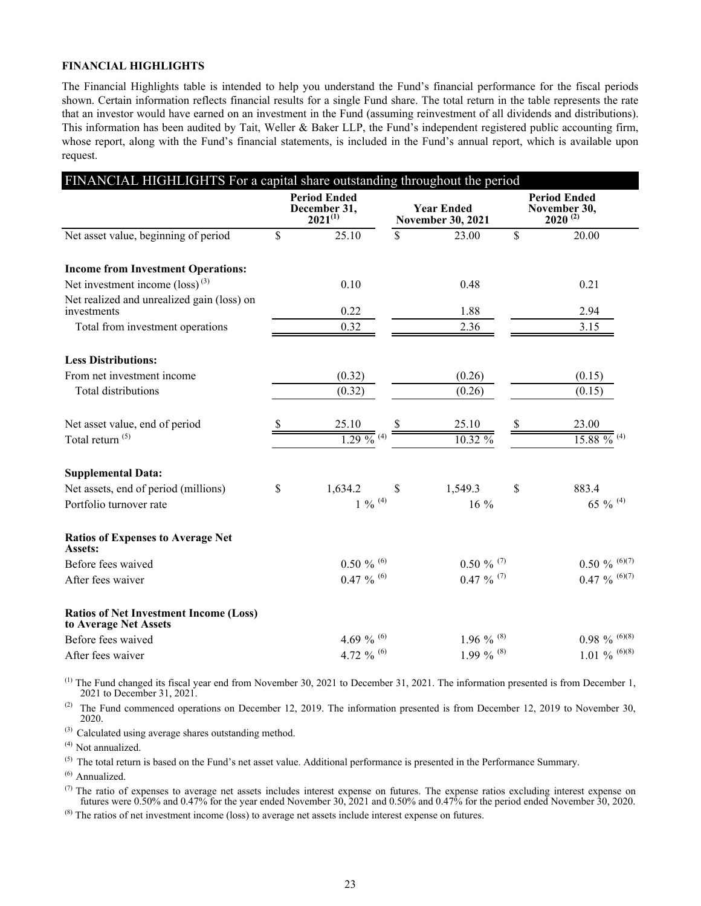**FINANCIAL HIGHLIGHTS**

The Financial Highlights table is intended to help you understand the Fund's financial performance for the fiscal periods shown. Certain information reflects financial results for a single Fund share. The total return in the table represents the rate that an investor would have earned on an investment in the Fund (assuming reinvestment of all dividends and distributions). This information has been audited by Tait, Weller & Baker LLP, the Fund's independent registered public accounting firm, whose report, along with the Fund's financial statements, is included in the Fund's annual report, which is available upon request.

**FINANCIAL HIGHLIGHTS For a capital share outstanding throughout the period**

| | Period Ended December 31, 2021[1] | Year Ended November 30, 2021 | Period Ended November 30, 2020[2] |
|---|---|---|---|
| Net asset value, beginning of period | $ 25.10 | $ 23.00 | $ 20.00 |
| **Income from Investment Operations:** | | | |
| Net investment income (loss)[3] | 0.10 | 0.48 | 0.21 |
| Net realized and unrealized gain (loss) on investments | 0.22 | 1.88 | 2.94 |
| Total from investment operations | 0.32 | 2.36 | 3.15 |
| **Less Distributions:** | | | |
| From net investment income | (0.32) | (0.26) | (0.15) |
| Total distributions | (0.32) | (0.26) | (0.15) |
| Net asset value, end of period | $ 25.10 | $ 25.10 | $ 23.00 |
| Total return[5] | 1.29 %[4] | 10.32 % | 15.88 %[4] |
| **Supplemental Data:** | | | |
| Net assets, end of period (millions) | $ 1,634.2 | $ 1,549.3 | $ 883.4 |
| Portfolio turnover rate | 1 %[4] | 16 % | 65 %[4] |
| **Ratios of Expenses to Average Net Assets:** | | | |
| Before fees waived | 0.50 %[6] | 0.50 %[7] | 0.50 %[6][7] |
| After fees waiver | 0.47 %[6] | 0.47 %[7] | 0.47 %[6][7] |
| **Ratios of Net Investment Income (Loss) to Average Net Assets** | | | |
| Before fees waived | 4.69 %[6] | 1.96 %[8] | 0.98 %[6][8] |
| After fees waiver | 4.72 %[6] | 1.99 %[8] | 1.01 %[6][8] |

[1] The Fund changed its fiscal year end from November 30, 2021 to December 31, 2021. The information presented is from December 1, 2021 to December 31, 2021.

[2] The Fund commenced operations on December 12, 2019. The information presented is from December 12, 2019 to November 30, 2020.

[3] Calculated using average shares outstanding method.

[4] Not annualized.

[5] The total return is based on the Fund's net asset value. Additional performance is presented in the Performance Summary.

[6] Annualized.

[7] The ratio of expenses to average net assets includes interest expense on futures. The expense ratios excluding interest expense on futures were 0.50% and 0.47% for the year ended November 30, 2021 and 0.50% and 0.47% for the period ended November 30, 2020.

[8] The ratios of net investment income (loss) to average net assets include interest expense on futures.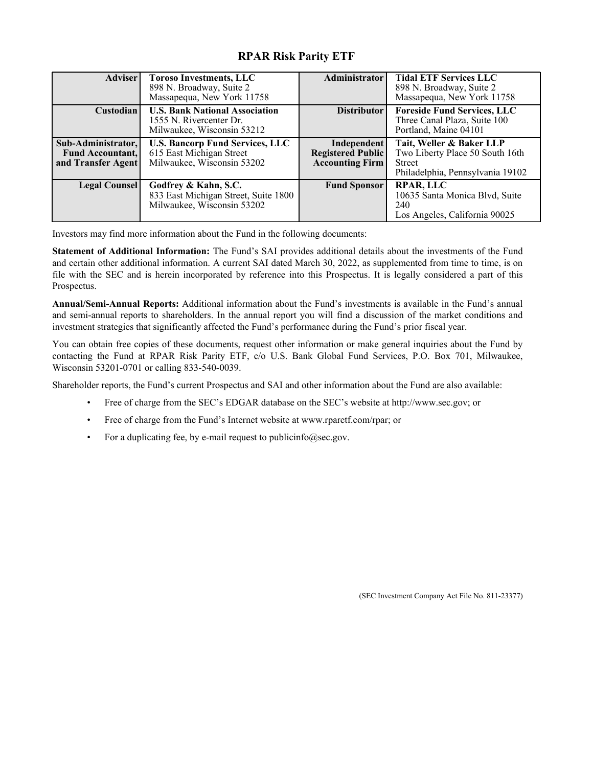# RPAR Risk Parity ETF

| | | | |
|---|---|---|---|
| **Adviser** | **Toroso Investments, LLC**<br>898 N. Broadway, Suite 2<br>Massapequa, New York 11758 | **Administrator** | **Tidal ETF Services LLC**<br>898 N. Broadway, Suite 2<br>Massapequa, New York 11758 |
| **Custodian** | **U.S. Bank National Association**<br>1555 N. Rivercenter Dr.<br>Milwaukee, Wisconsin 53212 | **Distributor** | **Foreside Fund Services, LLC**<br>Three Canal Plaza, Suite 100<br>Portland, Maine 04101 |
| **Sub-Administrator, Fund Accountant, and Transfer Agent** | **U.S. Bancorp Fund Services, LLC**<br>615 East Michigan Street<br>Milwaukee, Wisconsin 53202 | **Independent Registered Public Accounting Firm** | **Tait, Weller & Baker LLP**<br>Two Liberty Place 50 South 16th Street<br>Philadelphia, Pennsylvania 19102 |
| **Legal Counsel** | **Godfrey & Kahn, S.C.**<br>833 East Michigan Street, Suite 1800<br>Milwaukee, Wisconsin 53202 | **Fund Sponsor** | **RPAR, LLC**<br>10635 Santa Monica Blvd, Suite 240<br>Los Angeles, California 90025 |

Investors may find more information about the Fund in the following documents:

**Statement of Additional Information:** The Fund's SAI provides additional details about the investments of the Fund and certain other additional information. A current SAI dated March 30, 2022, as supplemented from time to time, is on file with the SEC and is herein incorporated by reference into this Prospectus. It is legally considered a part of this Prospectus.

**Annual/Semi-Annual Reports:** Additional information about the Fund's investments is available in the Fund's annual and semi-annual reports to shareholders. In the annual report you will find a discussion of the market conditions and investment strategies that significantly affected the Fund's performance during the Fund's prior fiscal year.

You can obtain free copies of these documents, request other information or make general inquiries about the Fund by contacting the Fund at RPAR Risk Parity ETF, c/o U.S. Bank Global Fund Services, P.O. Box 701, Milwaukee, Wisconsin 53201-0701 or calling 833-540-0039.

Shareholder reports, the Fund's current Prospectus and SAI and other information about the Fund are also available:

- Free of charge from the SEC's EDGAR database on the SEC's website at http://www.sec.gov; or
- Free of charge from the Fund's Internet website at www.rparetf.com/rpar; or
- For a duplicating fee, by e-mail request to publicinfo@sec.gov.

(SEC Investment Company Act File No. 811-23377)